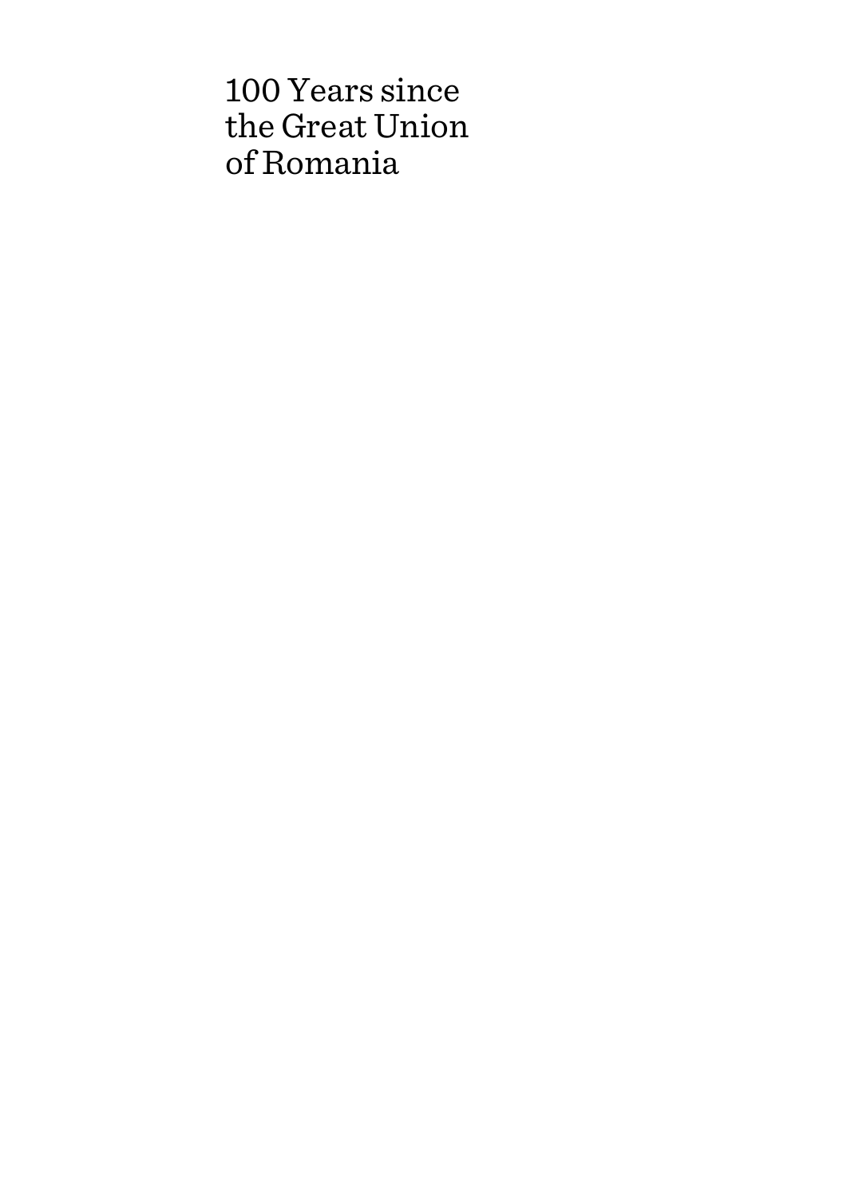# 100 Years since the Great Union of Romania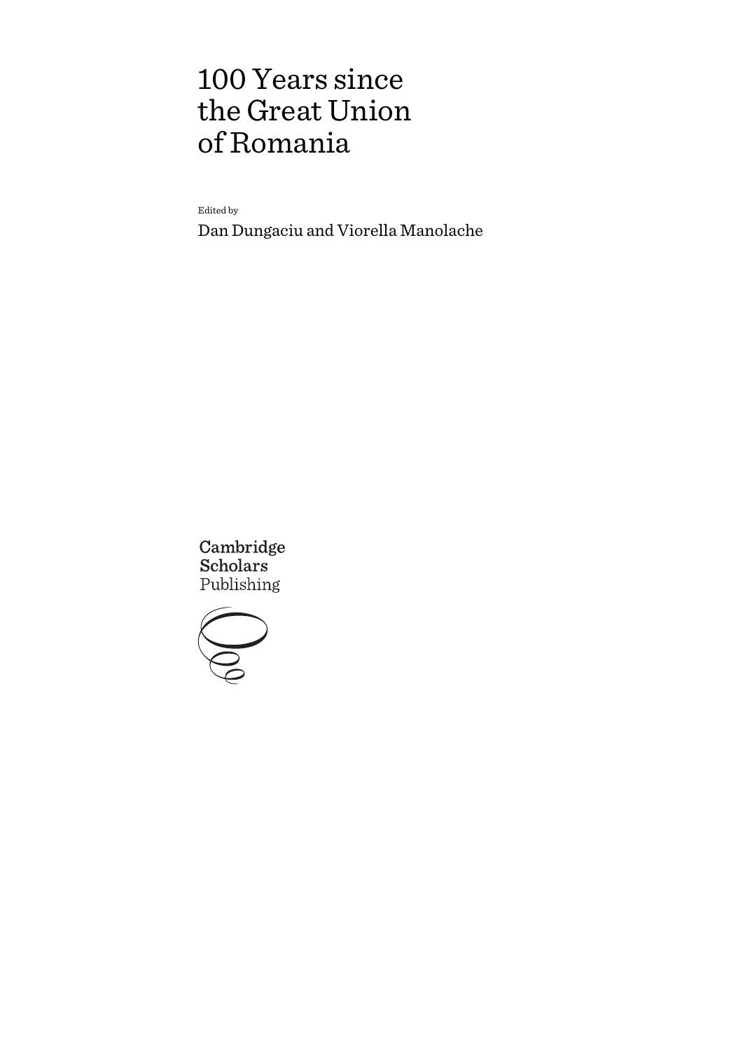# 100 Years since the Great Union of Romania

Edited by

Dan Dungaciu and Viorella Manolache

Cambridge Scholars Publishing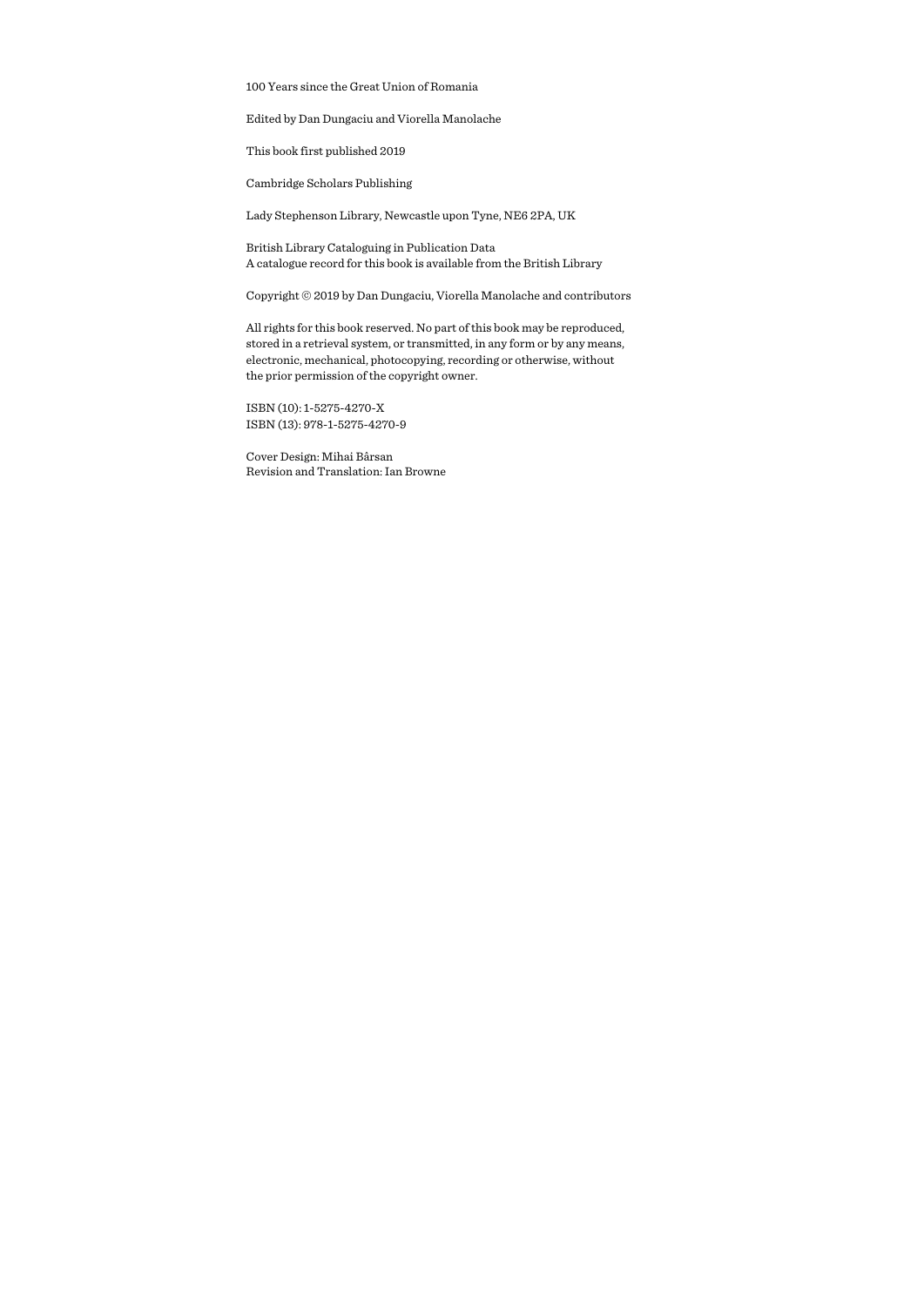100 Years since the Great Union of Romania

Edited by Dan Dungaciu and Viorella Manolache

This book first published 2019

Cambridge Scholars Publishing

Lady Stephenson Library, Newcastle upon Tyne, NE6 2PA, UK

British Library Cataloguing in Publication Data
A catalogue record for this book is available from the British Library

Copyright © 2019 by Dan Dungaciu, Viorella Manolache and contributors

All rights for this book reserved. No part of this book may be reproduced, stored in a retrieval system, or transmitted, in any form or by any means, electronic, mechanical, photocopying, recording or otherwise, without the prior permission of the copyright owner.

ISBN (10): 1-5275-4270-X
ISBN (13): 978-1-5275-4270-9

Cover Design: Mihai Bârsan
Revision and Translation: Ian Browne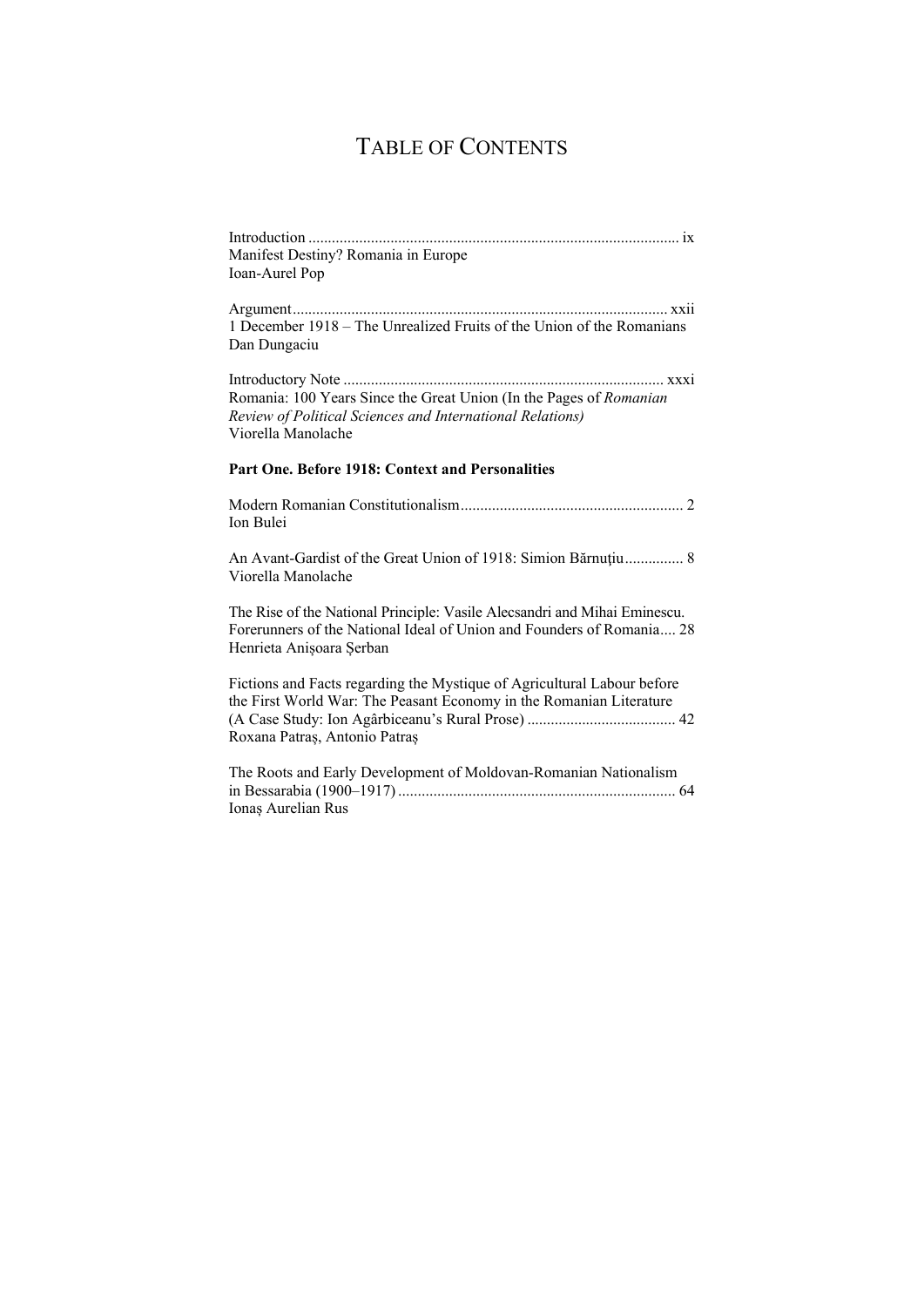# TABLE OF CONTENTS

Introduction .............................................................................................. ix
Manifest Destiny? Romania in Europe
Ioan-Aurel Pop

Argument............................................................................................... xxii
1 December 1918 – The Unrealized Fruits of the Union of the Romanians
Dan Dungaciu

Introductory Note ................................................................................. xxxi
Romania: 100 Years Since the Great Union (In the Pages of *Romanian Review of Political Sciences and International Relations)*
Viorella Manolache

**Part One. Before 1918: Context and Personalities**

Modern Romanian Constitutionalism......................................................... 2
Ion Bulei

An Avant-Gardist of the Great Union of 1918: Simion Bărnuțiu............... 8
Viorella Manolache

The Rise of the National Principle: Vasile Alecsandri and Mihai Eminescu. Forerunners of the National Ideal of Union and Founders of Romania.... 28
Henrieta Anișoara Șerban

Fictions and Facts regarding the Mystique of Agricultural Labour before the First World War: The Peasant Economy in the Romanian Literature (A Case Study: Ion Agârbiceanu's Rural Prose) ..................................... 42
Roxana Patraș, Antonio Patraș

The Roots and Early Development of Moldovan-Romanian Nationalism in Bessarabia (1900–1917) ...................................................................... 64
Ionaș Aurelian Rus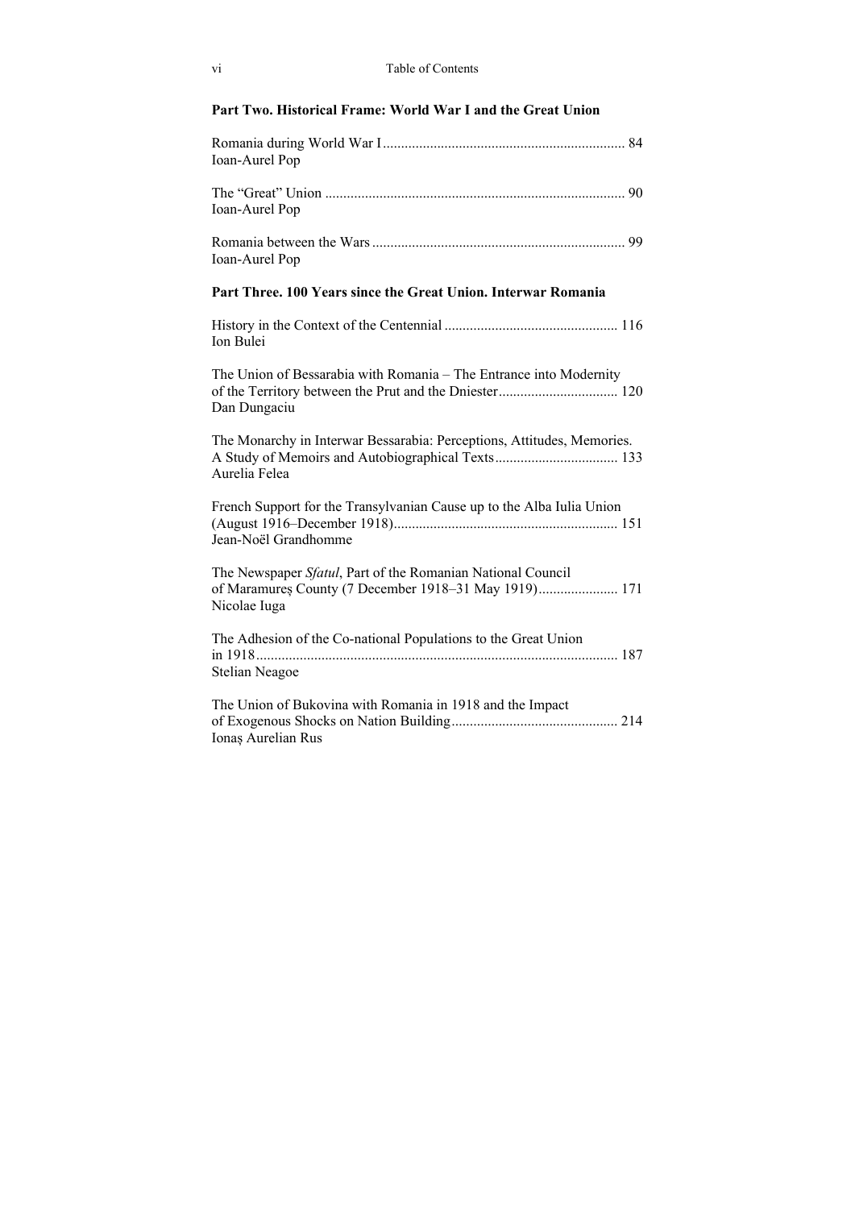## Part Two. Historical Frame: World War I and the Great Union

Romania during World War I .................................................................. 84
Ioan-Aurel Pop

The "Great" Union .................................................................................. 90
Ioan-Aurel Pop

Romania between the Wars ..................................................................... 99
Ioan-Aurel Pop

## Part Three. 100 Years since the Great Union. Interwar Romania

History in the Context of the Centennial ................................................ 116
Ion Bulei

The Union of Bessarabia with Romania – The Entrance into Modernity of the Territory between the Prut and the Dniester ................................. 120
Dan Dungaciu

The Monarchy in Interwar Bessarabia: Perceptions, Attitudes, Memories. A Study of Memoirs and Autobiographical Texts .................................. 133
Aurelia Felea

French Support for the Transylvanian Cause up to the Alba Iulia Union (August 1916–December 1918) ............................................................. 151
Jean-Noël Grandhomme

The Newspaper *Sfatul*, Part of the Romanian National Council of Maramureș County (7 December 1918–31 May 1919) ...................... 171
Nicolae Iuga

The Adhesion of the Co-national Populations to the Great Union in 1918 .................................................................................................. 187
Stelian Neagoe

The Union of Bukovina with Romania in 1918 and the Impact of Exogenous Shocks on Nation Building ............................................. 214
Ionaș Aurelian Rus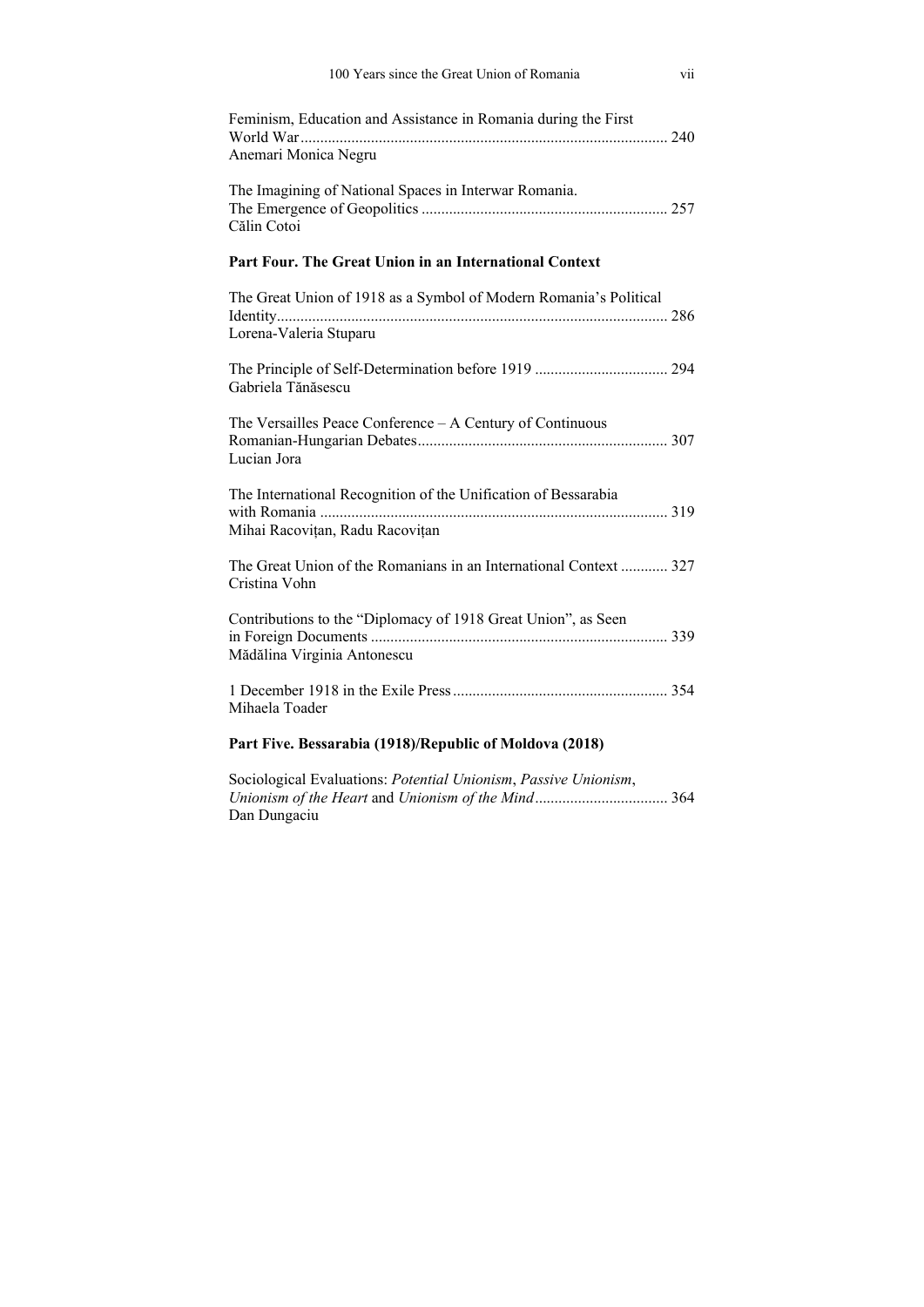Feminism, Education and Assistance in Romania during the First World War ............................................................................................. 240
Anemari Monica Negru

The Imagining of National Spaces in Interwar Romania. The Emergence of Geopolitics ............................................................. 257
Călin Cotoi

## Part Four. The Great Union in an International Context

The Great Union of 1918 as a Symbol of Modern Romania's Political Identity.................................................................................................. 286
Lorena-Valeria Stuparu

The Principle of Self-Determination before 1919 ................................. 294
Gabriela Tănăsescu

The Versailles Peace Conference – A Century of Continuous Romanian-Hungarian Debates............................................................... 307
Lucian Jora

The International Recognition of the Unification of Bessarabia with Romania ........................................................................................ 319
Mihai Racovițan, Radu Racovițan

The Great Union of the Romanians in an International Context ............ 327
Cristina Vohn

Contributions to the "Diplomacy of 1918 Great Union", as Seen in Foreign Documents ........................................................................... 339
Mădălina Virginia Antonescu

1 December 1918 in the Exile Press...................................................... 354
Mihaela Toader

## Part Five. Bessarabia (1918)/Republic of Moldova (2018)

Sociological Evaluations: *Potential Unionism*, *Passive Unionism*, *Unionism of the Heart* and *Unionism of the Mind*................................. 364
Dan Dungaciu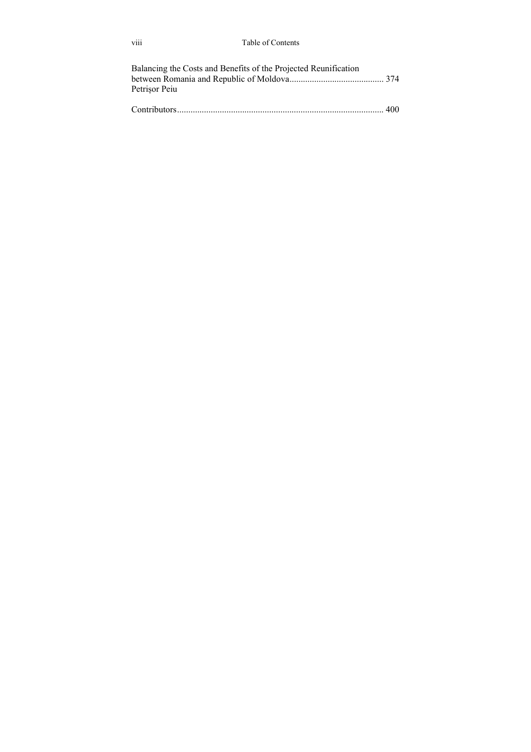Balancing the Costs and Benefits of the Projected Reunification between Romania and Republic of Moldova .......................................... 374
Petrișor Peiu

Contributors ........................................................................................... 400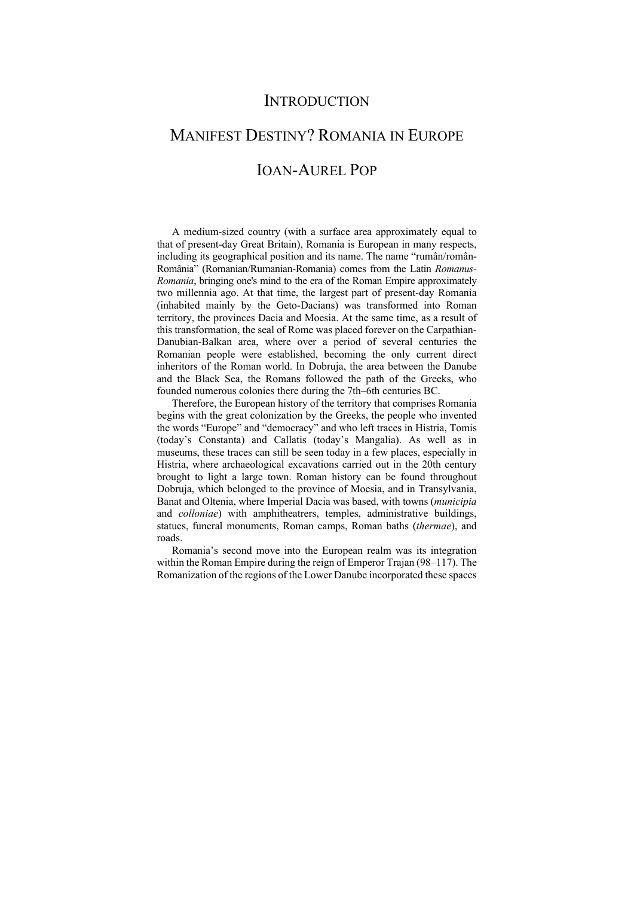# INTRODUCTION

# MANIFEST DESTINY? ROMANIA IN EUROPE

## IOAN-AUREL POP

A medium-sized country (with a surface area approximately equal to that of present-day Great Britain), Romania is European in many respects, including its geographical position and its name. The name "rumân/român-România" (Romanian/Rumanian-Romania) comes from the Latin *Romanus-Romania*, bringing one's mind to the era of the Roman Empire approximately two millennia ago. At that time, the largest part of present-day Romania (inhabited mainly by the Geto-Dacians) was transformed into Roman territory, the provinces Dacia and Moesia. At the same time, as a result of this transformation, the seal of Rome was placed forever on the Carpathian-Danubian-Balkan area, where over a period of several centuries the Romanian people were established, becoming the only current direct inheritors of the Roman world. In Dobruja, the area between the Danube and the Black Sea, the Romans followed the path of the Greeks, who founded numerous colonies there during the 7th–6th centuries BC.

Therefore, the European history of the territory that comprises Romania begins with the great colonization by the Greeks, the people who invented the words "Europe" and "democracy" and who left traces in Histria, Tomis (today's Constanta) and Callatis (today's Mangalia). As well as in museums, these traces can still be seen today in a few places, especially in Histria, where archaeological excavations carried out in the 20th century brought to light a large town. Roman history can be found throughout Dobruja, which belonged to the province of Moesia, and in Transylvania, Banat and Oltenia, where Imperial Dacia was based, with towns (*municipia* and *colloniae*) with amphitheatrers, temples, administrative buildings, statues, funeral monuments, Roman camps, Roman baths (*thermae*), and roads.

Romania's second move into the European realm was its integration within the Roman Empire during the reign of Emperor Trajan (98–117). The Romanization of the regions of the Lower Danube incorporated these spaces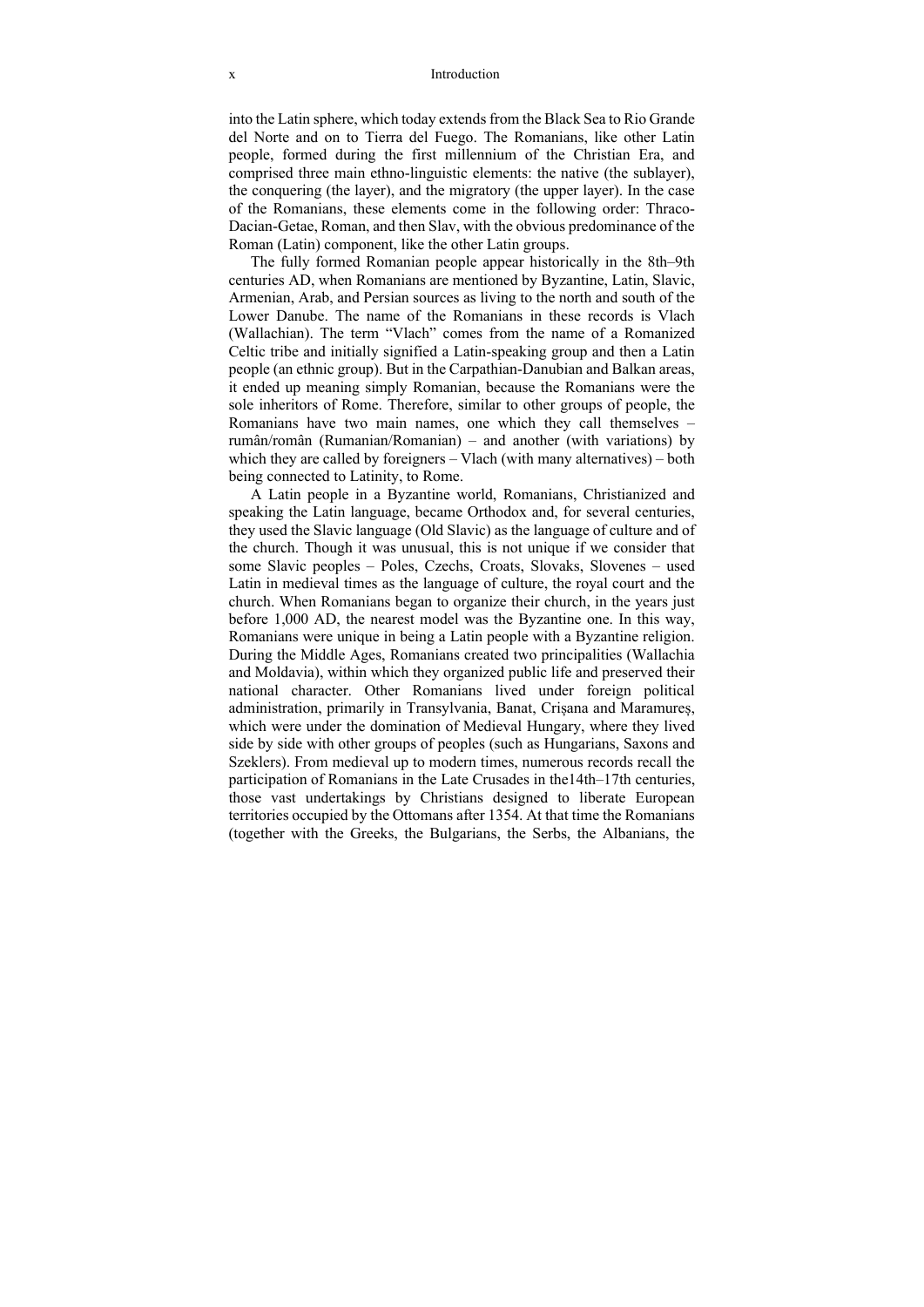into the Latin sphere, which today extends from the Black Sea to Rio Grande del Norte and on to Tierra del Fuego. The Romanians, like other Latin people, formed during the first millennium of the Christian Era, and comprised three main ethno-linguistic elements: the native (the sublayer), the conquering (the layer), and the migratory (the upper layer). In the case of the Romanians, these elements come in the following order: Thraco-Dacian-Getae, Roman, and then Slav, with the obvious predominance of the Roman (Latin) component, like the other Latin groups.

The fully formed Romanian people appear historically in the 8th–9th centuries AD, when Romanians are mentioned by Byzantine, Latin, Slavic, Armenian, Arab, and Persian sources as living to the north and south of the Lower Danube. The name of the Romanians in these records is Vlach (Wallachian). The term "Vlach" comes from the name of a Romanized Celtic tribe and initially signified a Latin-speaking group and then a Latin people (an ethnic group). But in the Carpathian-Danubian and Balkan areas, it ended up meaning simply Romanian, because the Romanians were the sole inheritors of Rome. Therefore, similar to other groups of people, the Romanians have two main names, one which they call themselves – rumân/român (Rumanian/Romanian) – and another (with variations) by which they are called by foreigners – Vlach (with many alternatives) – both being connected to Latinity, to Rome.

A Latin people in a Byzantine world, Romanians, Christianized and speaking the Latin language, became Orthodox and, for several centuries, they used the Slavic language (Old Slavic) as the language of culture and of the church. Though it was unusual, this is not unique if we consider that some Slavic peoples – Poles, Czechs, Croats, Slovaks, Slovenes – used Latin in medieval times as the language of culture, the royal court and the church. When Romanians began to organize their church, in the years just before 1,000 AD, the nearest model was the Byzantine one. In this way, Romanians were unique in being a Latin people with a Byzantine religion. During the Middle Ages, Romanians created two principalities (Wallachia and Moldavia), within which they organized public life and preserved their national character. Other Romanians lived under foreign political administration, primarily in Transylvania, Banat, Crișana and Maramureș, which were under the domination of Medieval Hungary, where they lived side by side with other groups of peoples (such as Hungarians, Saxons and Szeklers). From medieval up to modern times, numerous records recall the participation of Romanians in the Late Crusades in the14th–17th centuries, those vast undertakings by Christians designed to liberate European territories occupied by the Ottomans after 1354. At that time the Romanians (together with the Greeks, the Bulgarians, the Serbs, the Albanians, the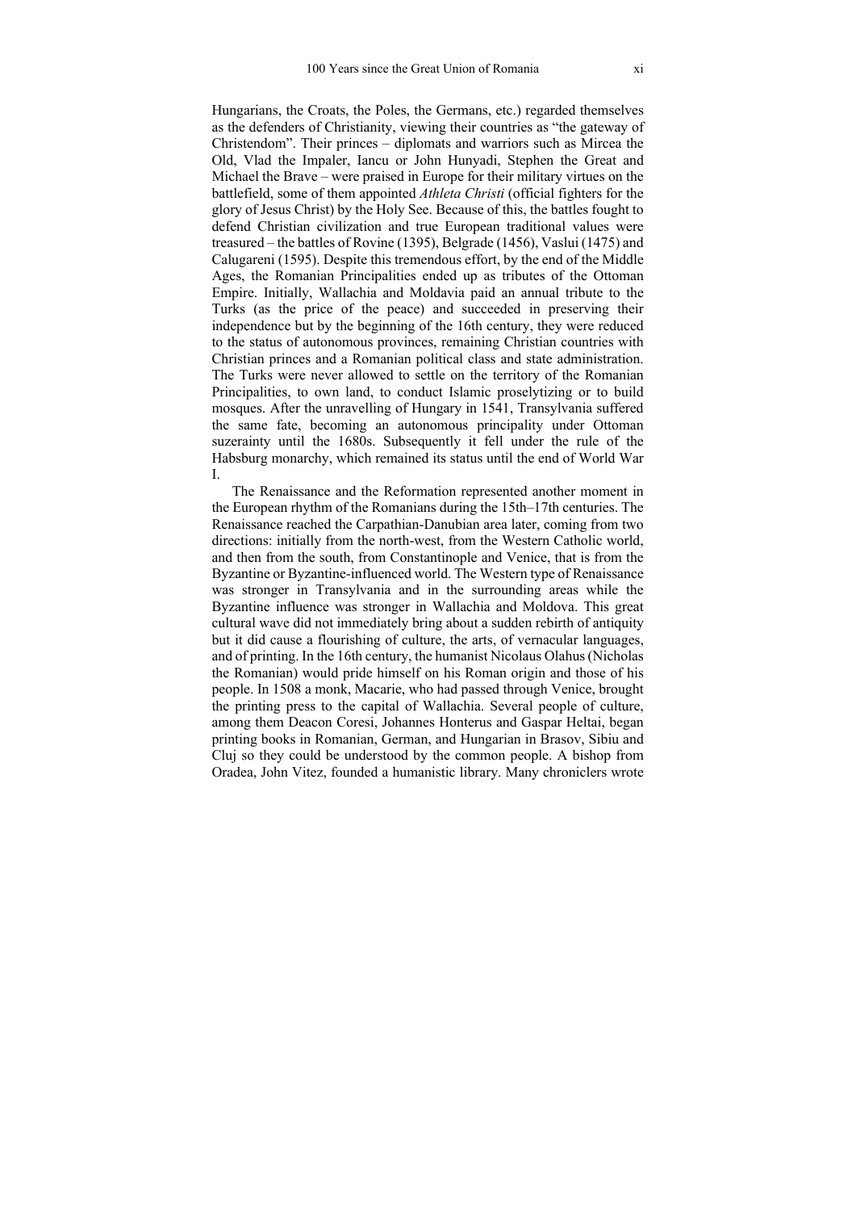Hungarians, the Croats, the Poles, the Germans, etc.) regarded themselves as the defenders of Christianity, viewing their countries as "the gateway of Christendom". Their princes – diplomats and warriors such as Mircea the Old, Vlad the Impaler, Iancu or John Hunyadi, Stephen the Great and Michael the Brave – were praised in Europe for their military virtues on the battlefield, some of them appointed *Athleta Christi* (official fighters for the glory of Jesus Christ) by the Holy See. Because of this, the battles fought to defend Christian civilization and true European traditional values were treasured – the battles of Rovine (1395), Belgrade (1456), Vaslui (1475) and Calugareni (1595). Despite this tremendous effort, by the end of the Middle Ages, the Romanian Principalities ended up as tributes of the Ottoman Empire. Initially, Wallachia and Moldavia paid an annual tribute to the Turks (as the price of the peace) and succeeded in preserving their independence but by the beginning of the 16th century, they were reduced to the status of autonomous provinces, remaining Christian countries with Christian princes and a Romanian political class and state administration. The Turks were never allowed to settle on the territory of the Romanian Principalities, to own land, to conduct Islamic proselytizing or to build mosques. After the unravelling of Hungary in 1541, Transylvania suffered the same fate, becoming an autonomous principality under Ottoman suzerainty until the 1680s. Subsequently it fell under the rule of the Habsburg monarchy, which remained its status until the end of World War I.

The Renaissance and the Reformation represented another moment in the European rhythm of the Romanians during the 15th–17th centuries. The Renaissance reached the Carpathian-Danubian area later, coming from two directions: initially from the north-west, from the Western Catholic world, and then from the south, from Constantinople and Venice, that is from the Byzantine or Byzantine-influenced world. The Western type of Renaissance was stronger in Transylvania and in the surrounding areas while the Byzantine influence was stronger in Wallachia and Moldova. This great cultural wave did not immediately bring about a sudden rebirth of antiquity but it did cause a flourishing of culture, the arts, of vernacular languages, and of printing. In the 16th century, the humanist Nicolaus Olahus (Nicholas the Romanian) would pride himself on his Roman origin and those of his people. In 1508 a monk, Macarie, who had passed through Venice, brought the printing press to the capital of Wallachia. Several people of culture, among them Deacon Coresi, Johannes Honterus and Gaspar Heltai, began printing books in Romanian, German, and Hungarian in Brasov, Sibiu and Cluj so they could be understood by the common people. A bishop from Oradea, John Vitez, founded a humanistic library. Many chroniclers wrote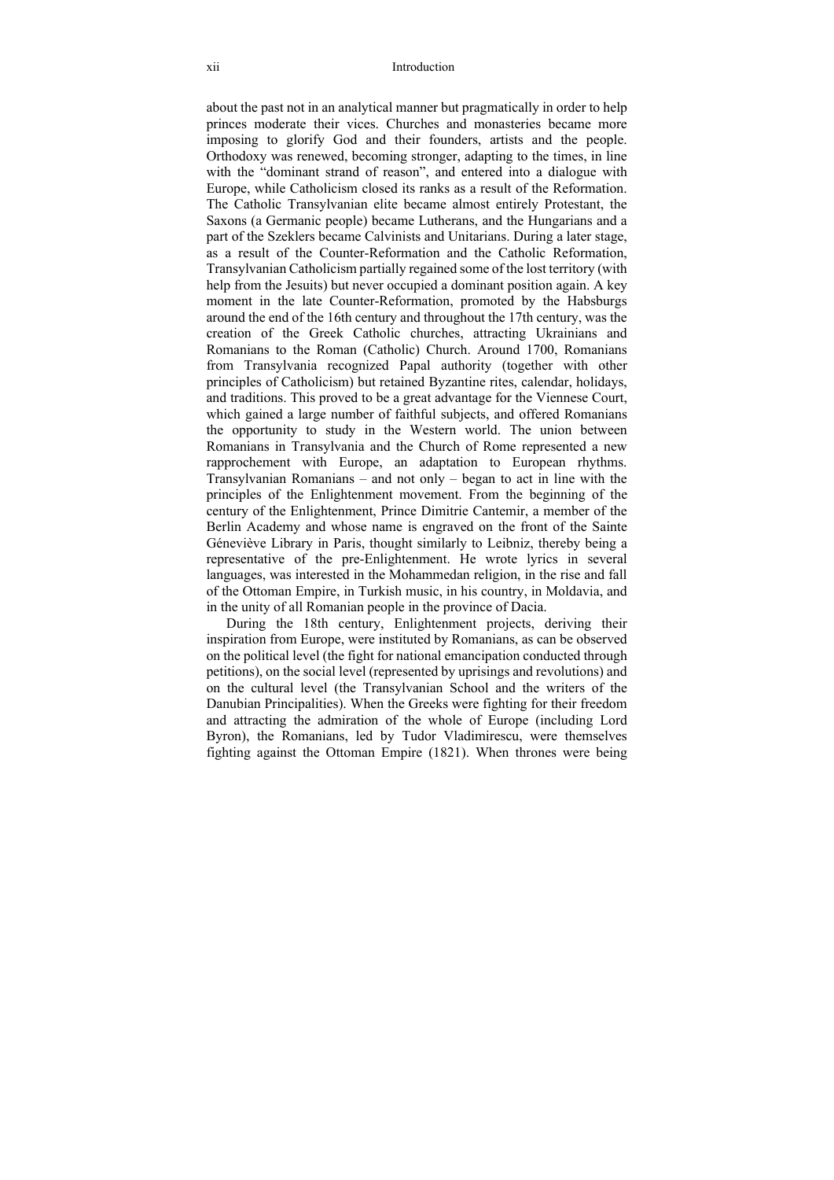about the past not in an analytical manner but pragmatically in order to help princes moderate their vices. Churches and monasteries became more imposing to glorify God and their founders, artists and the people. Orthodoxy was renewed, becoming stronger, adapting to the times, in line with the "dominant strand of reason", and entered into a dialogue with Europe, while Catholicism closed its ranks as a result of the Reformation. The Catholic Transylvanian elite became almost entirely Protestant, the Saxons (a Germanic people) became Lutherans, and the Hungarians and a part of the Szeklers became Calvinists and Unitarians. During a later stage, as a result of the Counter-Reformation and the Catholic Reformation, Transylvanian Catholicism partially regained some of the lost territory (with help from the Jesuits) but never occupied a dominant position again. A key moment in the late Counter-Reformation, promoted by the Habsburgs around the end of the 16th century and throughout the 17th century, was the creation of the Greek Catholic churches, attracting Ukrainians and Romanians to the Roman (Catholic) Church. Around 1700, Romanians from Transylvania recognized Papal authority (together with other principles of Catholicism) but retained Byzantine rites, calendar, holidays, and traditions. This proved to be a great advantage for the Viennese Court, which gained a large number of faithful subjects, and offered Romanians the opportunity to study in the Western world. The union between Romanians in Transylvania and the Church of Rome represented a new rapprochement with Europe, an adaptation to European rhythms. Transylvanian Romanians – and not only – began to act in line with the principles of the Enlightenment movement. From the beginning of the century of the Enlightenment, Prince Dimitrie Cantemir, a member of the Berlin Academy and whose name is engraved on the front of the Sainte Généviève Library in Paris, thought similarly to Leibniz, thereby being a representative of the pre-Enlightenment. He wrote lyrics in several languages, was interested in the Mohammedan religion, in the rise and fall of the Ottoman Empire, in Turkish music, in his country, in Moldavia, and in the unity of all Romanian people in the province of Dacia.

During the 18th century, Enlightenment projects, deriving their inspiration from Europe, were instituted by Romanians, as can be observed on the political level (the fight for national emancipation conducted through petitions), on the social level (represented by uprisings and revolutions) and on the cultural level (the Transylvanian School and the writers of the Danubian Principalities). When the Greeks were fighting for their freedom and attracting the admiration of the whole of Europe (including Lord Byron), the Romanians, led by Tudor Vladimirescu, were themselves fighting against the Ottoman Empire (1821). When thrones were being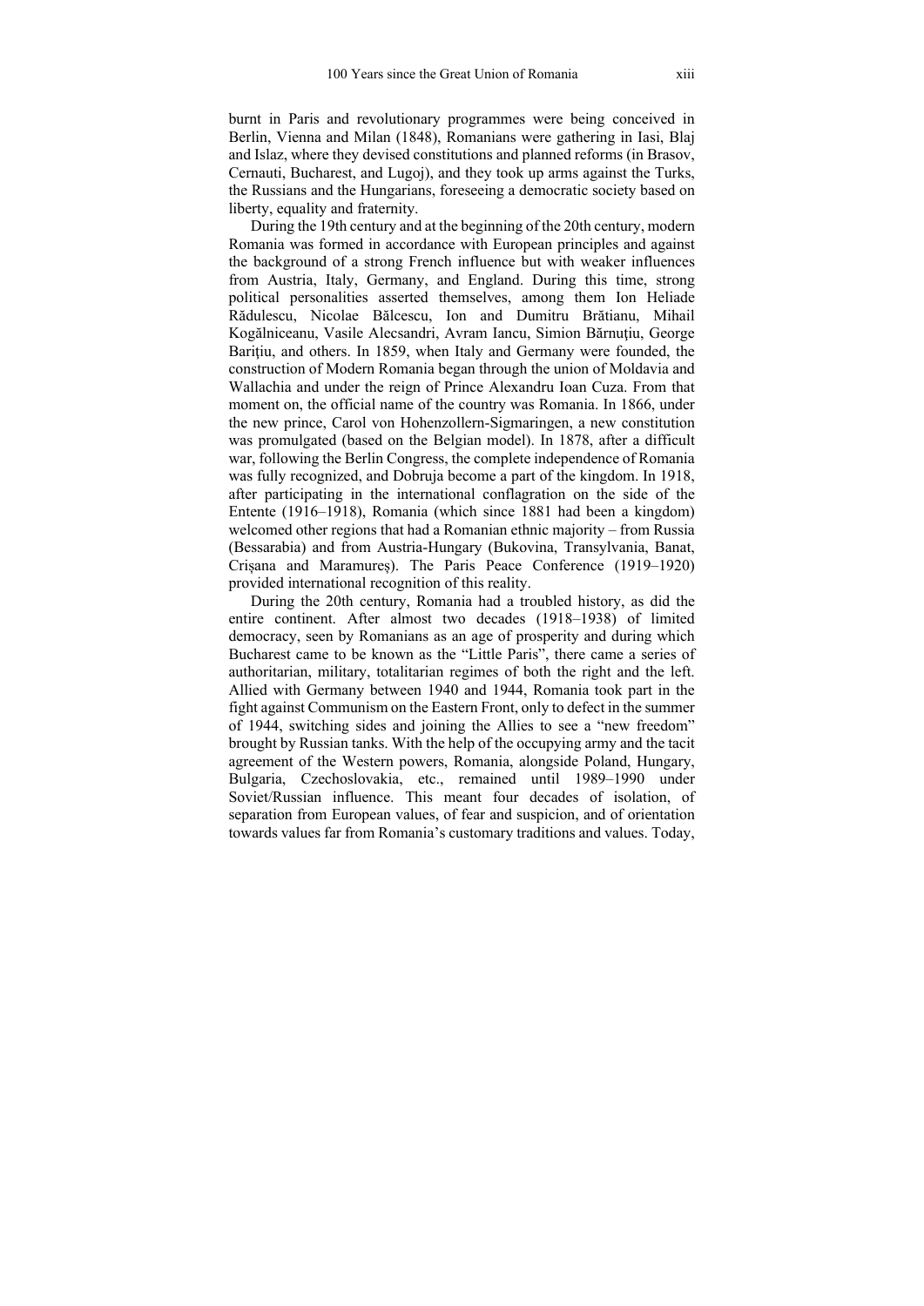burnt in Paris and revolutionary programmes were being conceived in Berlin, Vienna and Milan (1848), Romanians were gathering in Iasi, Blaj and Islaz, where they devised constitutions and planned reforms (in Brasov, Cernauti, Bucharest, and Lugoj), and they took up arms against the Turks, the Russians and the Hungarians, foreseeing a democratic society based on liberty, equality and fraternity.

During the 19th century and at the beginning of the 20th century, modern Romania was formed in accordance with European principles and against the background of a strong French influence but with weaker influences from Austria, Italy, Germany, and England. During this time, strong political personalities asserted themselves, among them Ion Heliade Rădulescu, Nicolae Bălcescu, Ion and Dumitru Brătianu, Mihail Kogălniceanu, Vasile Alecsandri, Avram Iancu, Simion Bărnuțiu, George Barițiu, and others. In 1859, when Italy and Germany were founded, the construction of Modern Romania began through the union of Moldavia and Wallachia and under the reign of Prince Alexandru Ioan Cuza. From that moment on, the official name of the country was Romania. In 1866, under the new prince, Carol von Hohenzollern-Sigmaringen, a new constitution was promulgated (based on the Belgian model). In 1878, after a difficult war, following the Berlin Congress, the complete independence of Romania was fully recognized, and Dobruja become a part of the kingdom. In 1918, after participating in the international conflagration on the side of the Entente (1916–1918), Romania (which since 1881 had been a kingdom) welcomed other regions that had a Romanian ethnic majority – from Russia (Bessarabia) and from Austria-Hungary (Bukovina, Transylvania, Banat, Crișana and Maramureș). The Paris Peace Conference (1919–1920) provided international recognition of this reality.

During the 20th century, Romania had a troubled history, as did the entire continent. After almost two decades (1918–1938) of limited democracy, seen by Romanians as an age of prosperity and during which Bucharest came to be known as the "Little Paris", there came a series of authoritarian, military, totalitarian regimes of both the right and the left. Allied with Germany between 1940 and 1944, Romania took part in the fight against Communism on the Eastern Front, only to defect in the summer of 1944, switching sides and joining the Allies to see a "new freedom" brought by Russian tanks. With the help of the occupying army and the tacit agreement of the Western powers, Romania, alongside Poland, Hungary, Bulgaria, Czechoslovakia, etc., remained until 1989–1990 under Soviet/Russian influence. This meant four decades of isolation, of separation from European values, of fear and suspicion, and of orientation towards values far from Romania's customary traditions and values. Today,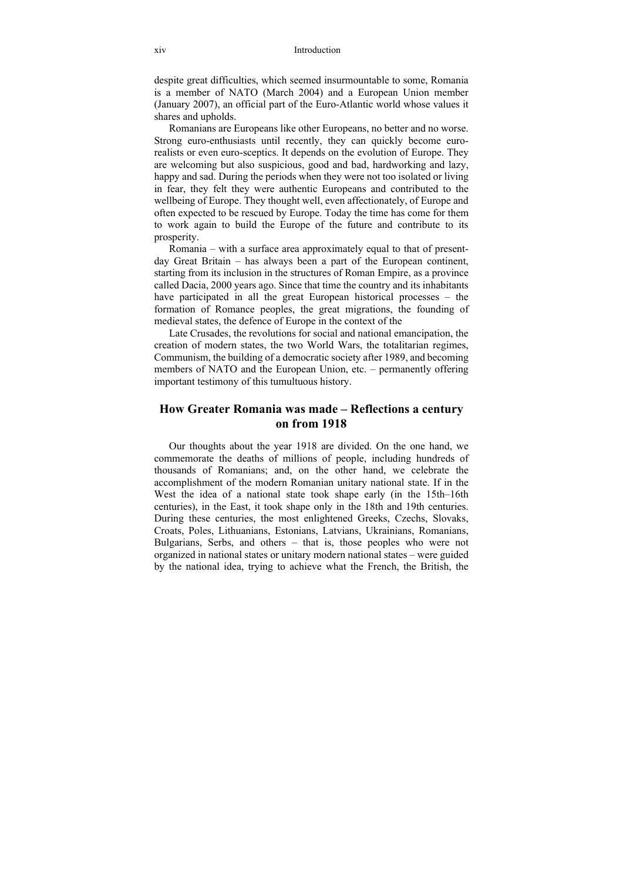despite great difficulties, which seemed insurmountable to some, Romania is a member of NATO (March 2004) and a European Union member (January 2007), an official part of the Euro-Atlantic world whose values it shares and upholds.

Romanians are Europeans like other Europeans, no better and no worse. Strong euro-enthusiasts until recently, they can quickly become euro-realists or even euro-sceptics. It depends on the evolution of Europe. They are welcoming but also suspicious, good and bad, hardworking and lazy, happy and sad. During the periods when they were not too isolated or living in fear, they felt they were authentic Europeans and contributed to the wellbeing of Europe. They thought well, even affectionately, of Europe and often expected to be rescued by Europe. Today the time has come for them to work again to build the Europe of the future and contribute to its prosperity.

Romania – with a surface area approximately equal to that of present-day Great Britain – has always been a part of the European continent, starting from its inclusion in the structures of Roman Empire, as a province called Dacia, 2000 years ago. Since that time the country and its inhabitants have participated in all the great European historical processes – the formation of Romance peoples, the great migrations, the founding of medieval states, the defence of Europe in the context of the

Late Crusades, the revolutions for social and national emancipation, the creation of modern states, the two World Wars, the totalitarian regimes, Communism, the building of a democratic society after 1989, and becoming members of NATO and the European Union, etc. – permanently offering important testimony of this tumultuous history.

## How Greater Romania was made – Reflections a century on from 1918

Our thoughts about the year 1918 are divided. On the one hand, we commemorate the deaths of millions of people, including hundreds of thousands of Romanians; and, on the other hand, we celebrate the accomplishment of the modern Romanian unitary national state. If in the West the idea of a national state took shape early (in the 15th–16th centuries), in the East, it took shape only in the 18th and 19th centuries. During these centuries, the most enlightened Greeks, Czechs, Slovaks, Croats, Poles, Lithuanians, Estonians, Latvians, Ukrainians, Romanians, Bulgarians, Serbs, and others – that is, those peoples who were not organized in national states or unitary modern national states – were guided by the national idea, trying to achieve what the French, the British, the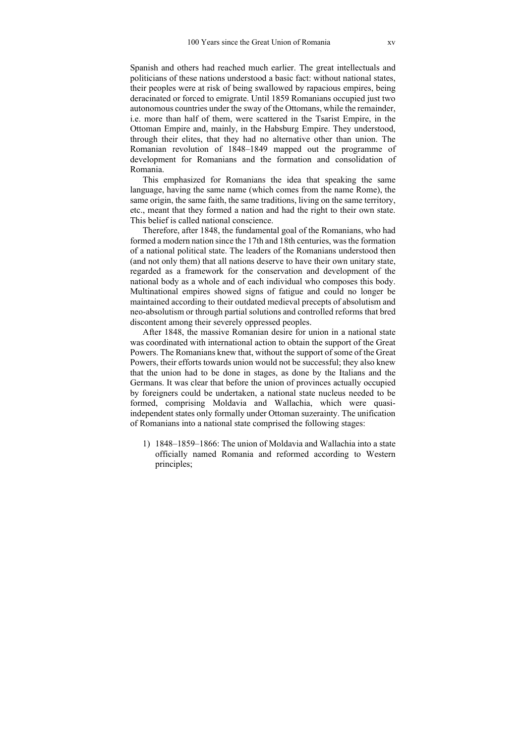Spanish and others had reached much earlier. The great intellectuals and politicians of these nations understood a basic fact: without national states, their peoples were at risk of being swallowed by rapacious empires, being deracinated or forced to emigrate. Until 1859 Romanians occupied just two autonomous countries under the sway of the Ottomans, while the remainder, i.e. more than half of them, were scattered in the Tsarist Empire, in the Ottoman Empire and, mainly, in the Habsburg Empire. They understood, through their elites, that they had no alternative other than union. The Romanian revolution of 1848–1849 mapped out the programme of development for Romanians and the formation and consolidation of Romania.

This emphasized for Romanians the idea that speaking the same language, having the same name (which comes from the name Rome), the same origin, the same faith, the same traditions, living on the same territory, etc., meant that they formed a nation and had the right to their own state. This belief is called national conscience.

Therefore, after 1848, the fundamental goal of the Romanians, who had formed a modern nation since the 17th and 18th centuries, was the formation of a national political state. The leaders of the Romanians understood then (and not only them) that all nations deserve to have their own unitary state, regarded as a framework for the conservation and development of the national body as a whole and of each individual who composes this body. Multinational empires showed signs of fatigue and could no longer be maintained according to their outdated medieval precepts of absolutism and neo-absolutism or through partial solutions and controlled reforms that bred discontent among their severely oppressed peoples.

After 1848, the massive Romanian desire for union in a national state was coordinated with international action to obtain the support of the Great Powers. The Romanians knew that, without the support of some of the Great Powers, their efforts towards union would not be successful; they also knew that the union had to be done in stages, as done by the Italians and the Germans. It was clear that before the union of provinces actually occupied by foreigners could be undertaken, a national state nucleus needed to be formed, comprising Moldavia and Wallachia, which were quasi-independent states only formally under Ottoman suzerainty. The unification of Romanians into a national state comprised the following stages:

1) 1848–1859–1866: The union of Moldavia and Wallachia into a state officially named Romania and reformed according to Western principles;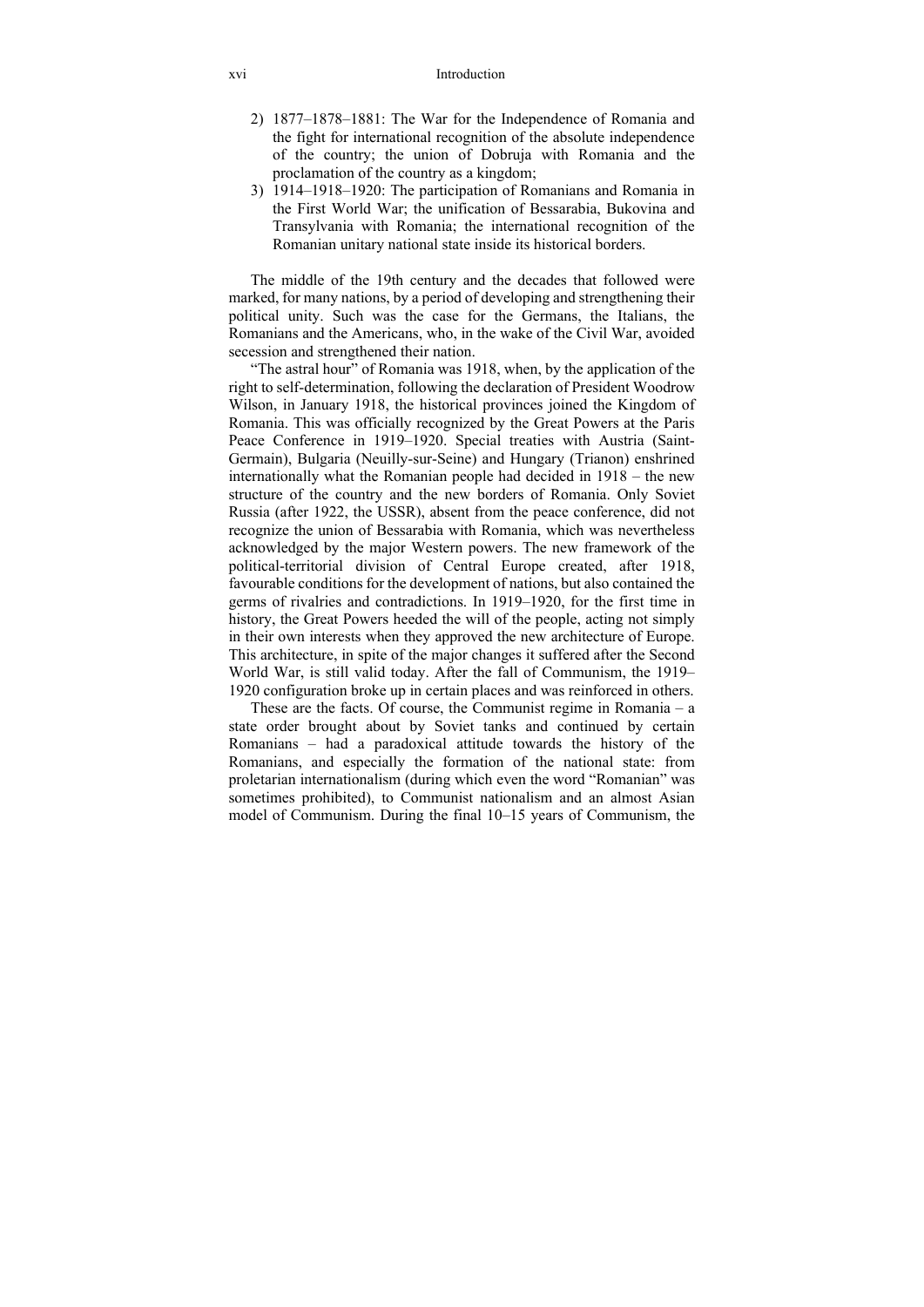2) 1877–1878–1881: The War for the Independence of Romania and the fight for international recognition of the absolute independence of the country; the union of Dobruja with Romania and the proclamation of the country as a kingdom;
3) 1914–1918–1920: The participation of Romanians and Romania in the First World War; the unification of Bessarabia, Bukovina and Transylvania with Romania; the international recognition of the Romanian unitary national state inside its historical borders.

The middle of the 19th century and the decades that followed were marked, for many nations, by a period of developing and strengthening their political unity. Such was the case for the Germans, the Italians, the Romanians and the Americans, who, in the wake of the Civil War, avoided secession and strengthened their nation.

"The astral hour" of Romania was 1918, when, by the application of the right to self-determination, following the declaration of President Woodrow Wilson, in January 1918, the historical provinces joined the Kingdom of Romania. This was officially recognized by the Great Powers at the Paris Peace Conference in 1919–1920. Special treaties with Austria (Saint-Germain), Bulgaria (Neuilly-sur-Seine) and Hungary (Trianon) enshrined internationally what the Romanian people had decided in 1918 – the new structure of the country and the new borders of Romania. Only Soviet Russia (after 1922, the USSR), absent from the peace conference, did not recognize the union of Bessarabia with Romania, which was nevertheless acknowledged by the major Western powers. The new framework of the political-territorial division of Central Europe created, after 1918, favourable conditions for the development of nations, but also contained the germs of rivalries and contradictions. In 1919–1920, for the first time in history, the Great Powers heeded the will of the people, acting not simply in their own interests when they approved the new architecture of Europe. This architecture, in spite of the major changes it suffered after the Second World War, is still valid today. After the fall of Communism, the 1919–1920 configuration broke up in certain places and was reinforced in others.

These are the facts. Of course, the Communist regime in Romania – a state order brought about by Soviet tanks and continued by certain Romanians – had a paradoxical attitude towards the history of the Romanians, and especially the formation of the national state: from proletarian internationalism (during which even the word "Romanian" was sometimes prohibited), to Communist nationalism and an almost Asian model of Communism. During the final 10–15 years of Communism, the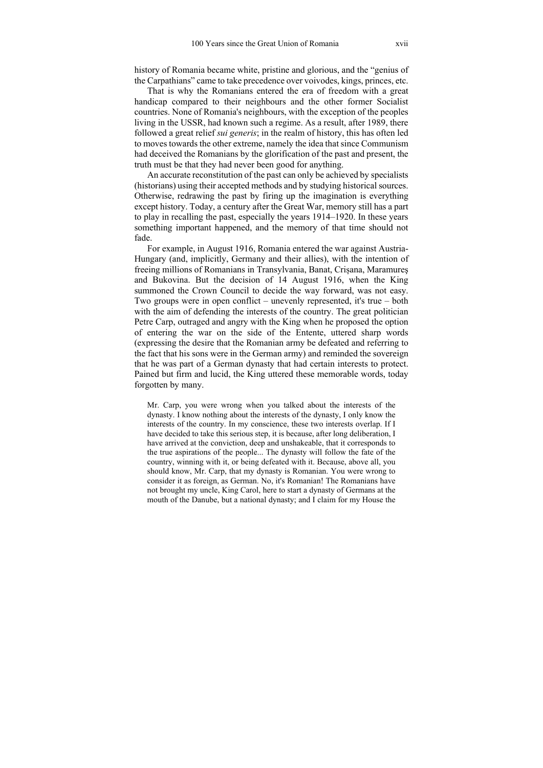history of Romania became white, pristine and glorious, and the "genius of the Carpathians" came to take precedence over voivodes, kings, princes, etc.

That is why the Romanians entered the era of freedom with a great handicap compared to their neighbours and the other former Socialist countries. None of Romania's neighbours, with the exception of the peoples living in the USSR, had known such a regime. As a result, after 1989, there followed a great relief *sui generis*; in the realm of history, this has often led to moves towards the other extreme, namely the idea that since Communism had deceived the Romanians by the glorification of the past and present, the truth must be that they had never been good for anything.

An accurate reconstitution of the past can only be achieved by specialists (historians) using their accepted methods and by studying historical sources. Otherwise, redrawing the past by firing up the imagination is everything except history. Today, a century after the Great War, memory still has a part to play in recalling the past, especially the years 1914–1920. In these years something important happened, and the memory of that time should not fade.

For example, in August 1916, Romania entered the war against Austria-Hungary (and, implicitly, Germany and their allies), with the intention of freeing millions of Romanians in Transylvania, Banat, Crișana, Maramureș and Bukovina. But the decision of 14 August 1916, when the King summoned the Crown Council to decide the way forward, was not easy. Two groups were in open conflict – unevenly represented, it's true – both with the aim of defending the interests of the country. The great politician Petre Carp, outraged and angry with the King when he proposed the option of entering the war on the side of the Entente, uttered sharp words (expressing the desire that the Romanian army be defeated and referring to the fact that his sons were in the German army) and reminded the sovereign that he was part of a German dynasty that had certain interests to protect. Pained but firm and lucid, the King uttered these memorable words, today forgotten by many.

> Mr. Carp, you were wrong when you talked about the interests of the dynasty. I know nothing about the interests of the dynasty, I only know the interests of the country. In my conscience, these two interests overlap. If I have decided to take this serious step, it is because, after long deliberation, I have arrived at the conviction, deep and unshakeable, that it corresponds to the true aspirations of the people... The dynasty will follow the fate of the country, winning with it, or being defeated with it. Because, above all, you should know, Mr. Carp, that my dynasty is Romanian. You were wrong to consider it as foreign, as German. No, it's Romanian! The Romanians have not brought my uncle, King Carol, here to start a dynasty of Germans at the mouth of the Danube, but a national dynasty; and I claim for my House the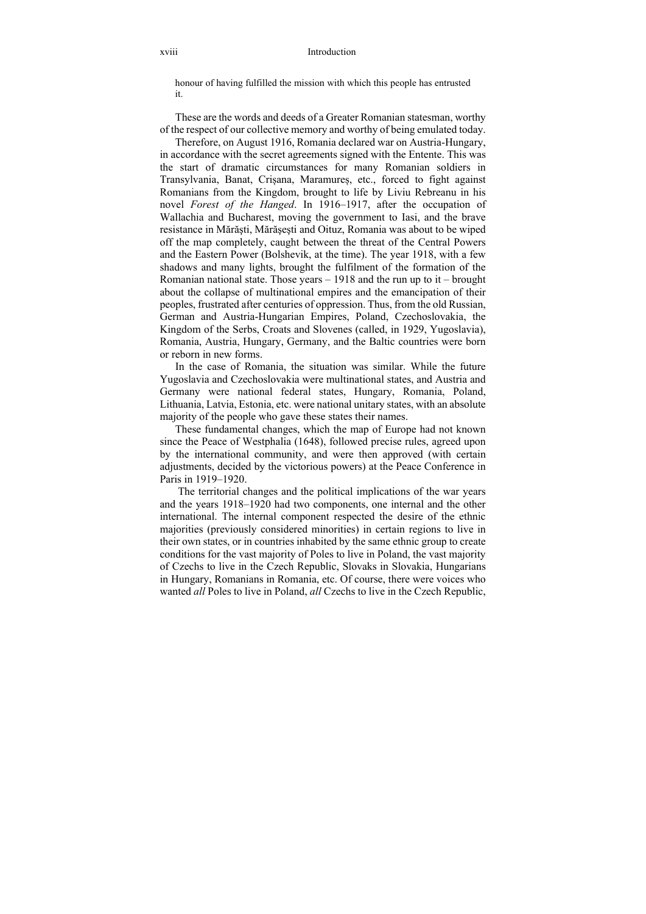honour of having fulfilled the mission with which this people has entrusted it.

These are the words and deeds of a Greater Romanian statesman, worthy of the respect of our collective memory and worthy of being emulated today.

Therefore, on August 1916, Romania declared war on Austria-Hungary, in accordance with the secret agreements signed with the Entente. This was the start of dramatic circumstances for many Romanian soldiers in Transylvania, Banat, Crișana, Maramureș, etc., forced to fight against Romanians from the Kingdom, brought to life by Liviu Rebreanu in his novel *Forest of the Hanged*. In 1916–1917, after the occupation of Wallachia and Bucharest, moving the government to Iasi, and the brave resistance in Mărăşti, Mărăşeşti and Oituz, Romania was about to be wiped off the map completely, caught between the threat of the Central Powers and the Eastern Power (Bolshevik, at the time). The year 1918, with a few shadows and many lights, brought the fulfilment of the formation of the Romanian national state. Those years – 1918 and the run up to it – brought about the collapse of multinational empires and the emancipation of their peoples, frustrated after centuries of oppression. Thus, from the old Russian, German and Austria-Hungarian Empires, Poland, Czechoslovakia, the Kingdom of the Serbs, Croats and Slovenes (called, in 1929, Yugoslavia), Romania, Austria, Hungary, Germany, and the Baltic countries were born or reborn in new forms.

In the case of Romania, the situation was similar. While the future Yugoslavia and Czechoslovakia were multinational states, and Austria and Germany were national federal states, Hungary, Romania, Poland, Lithuania, Latvia, Estonia, etc. were national unitary states, with an absolute majority of the people who gave these states their names.

These fundamental changes, which the map of Europe had not known since the Peace of Westphalia (1648), followed precise rules, agreed upon by the international community, and were then approved (with certain adjustments, decided by the victorious powers) at the Peace Conference in Paris in 1919–1920.

The territorial changes and the political implications of the war years and the years 1918–1920 had two components, one internal and the other international. The internal component respected the desire of the ethnic majorities (previously considered minorities) in certain regions to live in their own states, or in countries inhabited by the same ethnic group to create conditions for the vast majority of Poles to live in Poland, the vast majority of Czechs to live in the Czech Republic, Slovaks in Slovakia, Hungarians in Hungary, Romanians in Romania, etc. Of course, there were voices who wanted *all* Poles to live in Poland, *all* Czechs to live in the Czech Republic,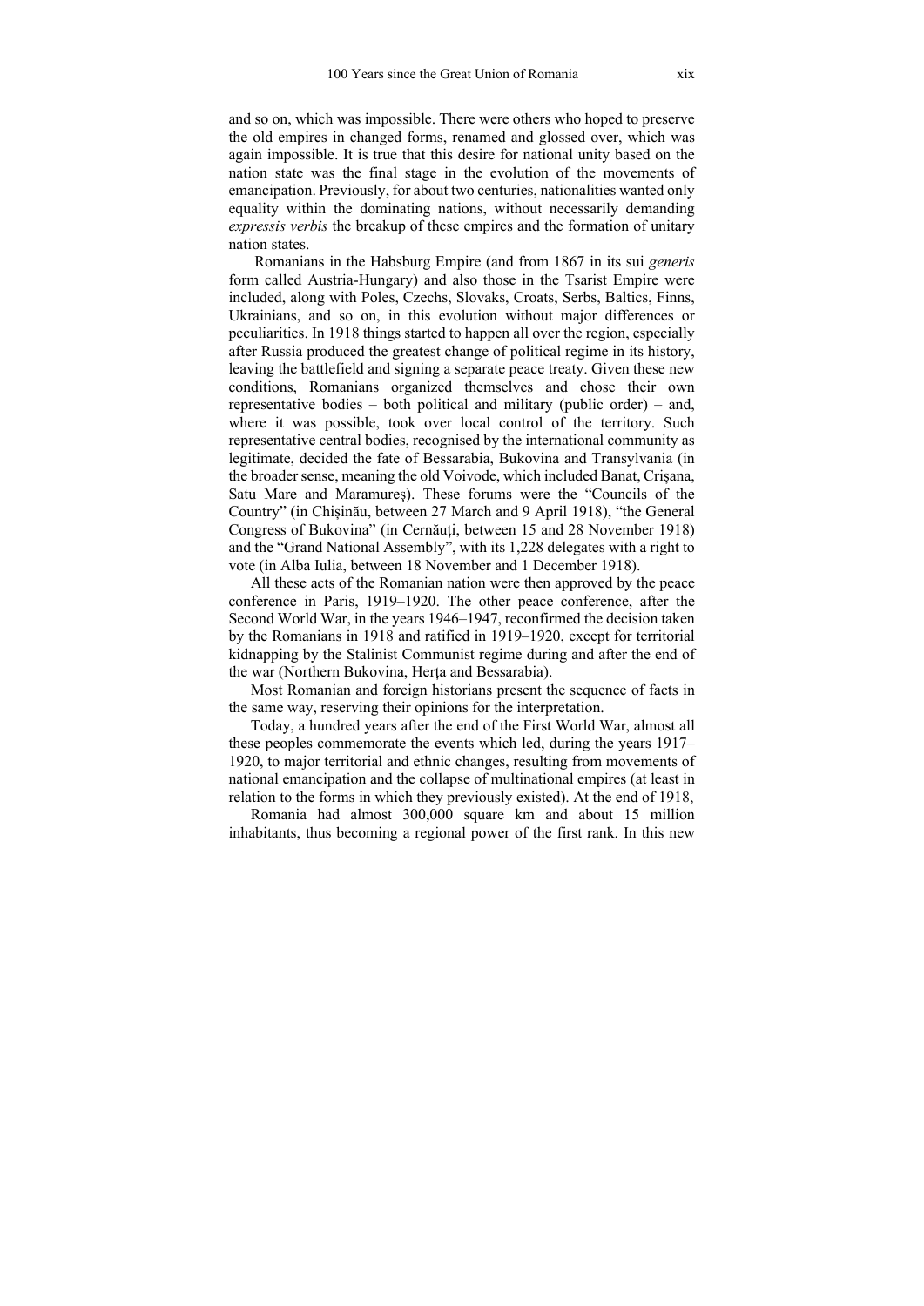and so on, which was impossible. There were others who hoped to preserve the old empires in changed forms, renamed and glossed over, which was again impossible. It is true that this desire for national unity based on the nation state was the final stage in the evolution of the movements of emancipation. Previously, for about two centuries, nationalities wanted only equality within the dominating nations, without necessarily demanding *expressis verbis* the breakup of these empires and the formation of unitary nation states.

Romanians in the Habsburg Empire (and from 1867 in its sui *generis* form called Austria-Hungary) and also those in the Tsarist Empire were included, along with Poles, Czechs, Slovaks, Croats, Serbs, Baltics, Finns, Ukrainians, and so on, in this evolution without major differences or peculiarities. In 1918 things started to happen all over the region, especially after Russia produced the greatest change of political regime in its history, leaving the battlefield and signing a separate peace treaty. Given these new conditions, Romanians organized themselves and chose their own representative bodies – both political and military (public order) – and, where it was possible, took over local control of the territory. Such representative central bodies, recognised by the international community as legitimate, decided the fate of Bessarabia, Bukovina and Transylvania (in the broader sense, meaning the old Voivode, which included Banat, Crișana, Satu Mare and Maramureș). These forums were the "Councils of the Country" (in Chișinău, between 27 March and 9 April 1918), "the General Congress of Bukovina" (in Cernăuți, between 15 and 28 November 1918) and the "Grand National Assembly", with its 1,228 delegates with a right to vote (in Alba Iulia, between 18 November and 1 December 1918).

All these acts of the Romanian nation were then approved by the peace conference in Paris, 1919–1920. The other peace conference, after the Second World War, in the years 1946–1947, reconfirmed the decision taken by the Romanians in 1918 and ratified in 1919–1920, except for territorial kidnapping by the Stalinist Communist regime during and after the end of the war (Northern Bukovina, Herța and Bessarabia).

Most Romanian and foreign historians present the sequence of facts in the same way, reserving their opinions for the interpretation.

Today, a hundred years after the end of the First World War, almost all these peoples commemorate the events which led, during the years 1917–1920, to major territorial and ethnic changes, resulting from movements of national emancipation and the collapse of multinational empires (at least in relation to the forms in which they previously existed). At the end of 1918,

Romania had almost 300,000 square km and about 15 million inhabitants, thus becoming a regional power of the first rank. In this new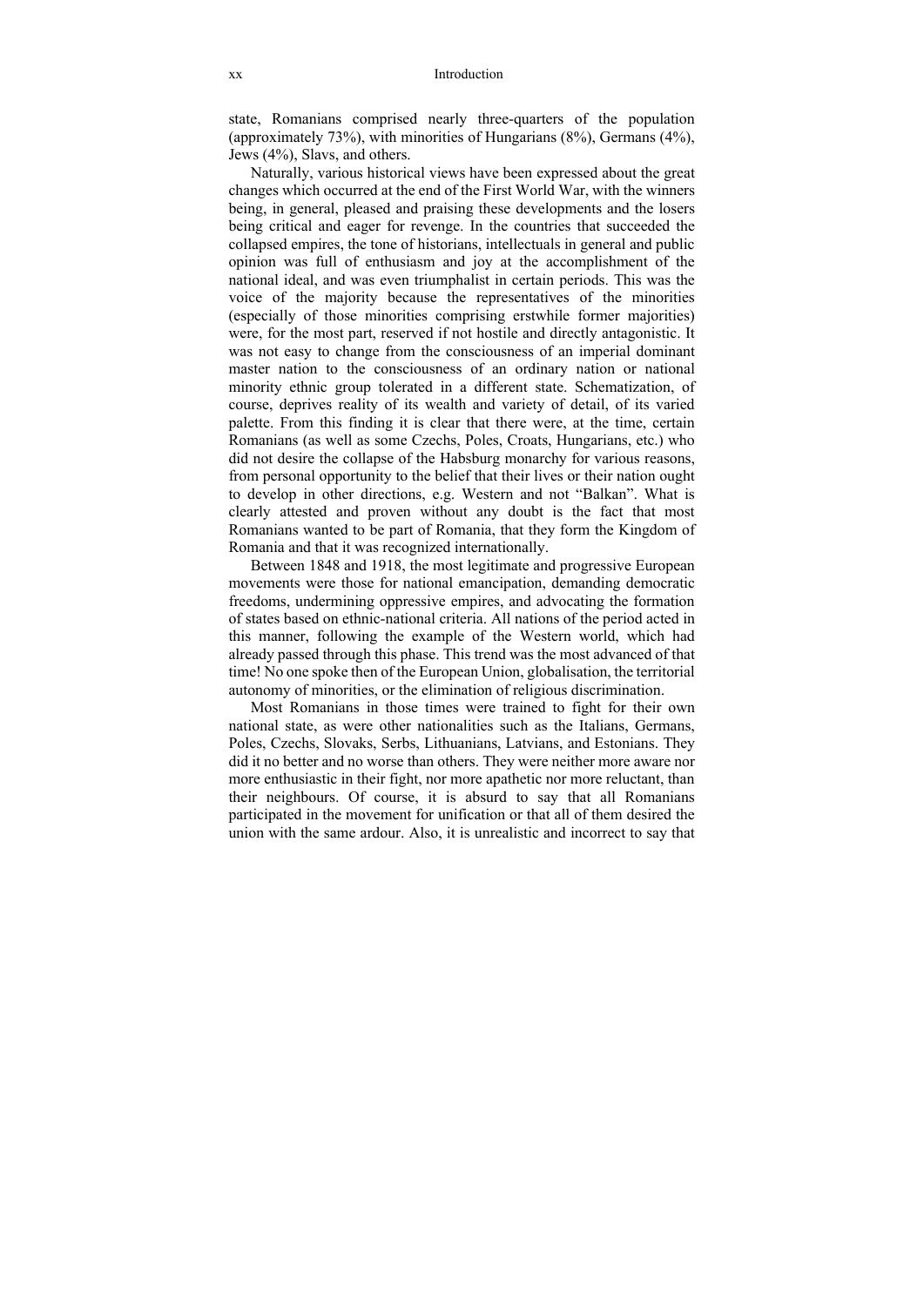state, Romanians comprised nearly three-quarters of the population (approximately 73%), with minorities of Hungarians (8%), Germans (4%), Jews (4%), Slavs, and others.

Naturally, various historical views have been expressed about the great changes which occurred at the end of the First World War, with the winners being, in general, pleased and praising these developments and the losers being critical and eager for revenge. In the countries that succeeded the collapsed empires, the tone of historians, intellectuals in general and public opinion was full of enthusiasm and joy at the accomplishment of the national ideal, and was even triumphalist in certain periods. This was the voice of the majority because the representatives of the minorities (especially of those minorities comprising erstwhile former majorities) were, for the most part, reserved if not hostile and directly antagonistic. It was not easy to change from the consciousness of an imperial dominant master nation to the consciousness of an ordinary nation or national minority ethnic group tolerated in a different state. Schematization, of course, deprives reality of its wealth and variety of detail, of its varied palette. From this finding it is clear that there were, at the time, certain Romanians (as well as some Czechs, Poles, Croats, Hungarians, etc.) who did not desire the collapse of the Habsburg monarchy for various reasons, from personal opportunity to the belief that their lives or their nation ought to develop in other directions, e.g. Western and not "Balkan". What is clearly attested and proven without any doubt is the fact that most Romanians wanted to be part of Romania, that they form the Kingdom of Romania and that it was recognized internationally.

Between 1848 and 1918, the most legitimate and progressive European movements were those for national emancipation, demanding democratic freedoms, undermining oppressive empires, and advocating the formation of states based on ethnic-national criteria. All nations of the period acted in this manner, following the example of the Western world, which had already passed through this phase. This trend was the most advanced of that time! No one spoke then of the European Union, globalisation, the territorial autonomy of minorities, or the elimination of religious discrimination.

Most Romanians in those times were trained to fight for their own national state, as were other nationalities such as the Italians, Germans, Poles, Czechs, Slovaks, Serbs, Lithuanians, Latvians, and Estonians. They did it no better and no worse than others. They were neither more aware nor more enthusiastic in their fight, nor more apathetic nor more reluctant, than their neighbours. Of course, it is absurd to say that all Romanians participated in the movement for unification or that all of them desired the union with the same ardour. Also, it is unrealistic and incorrect to say that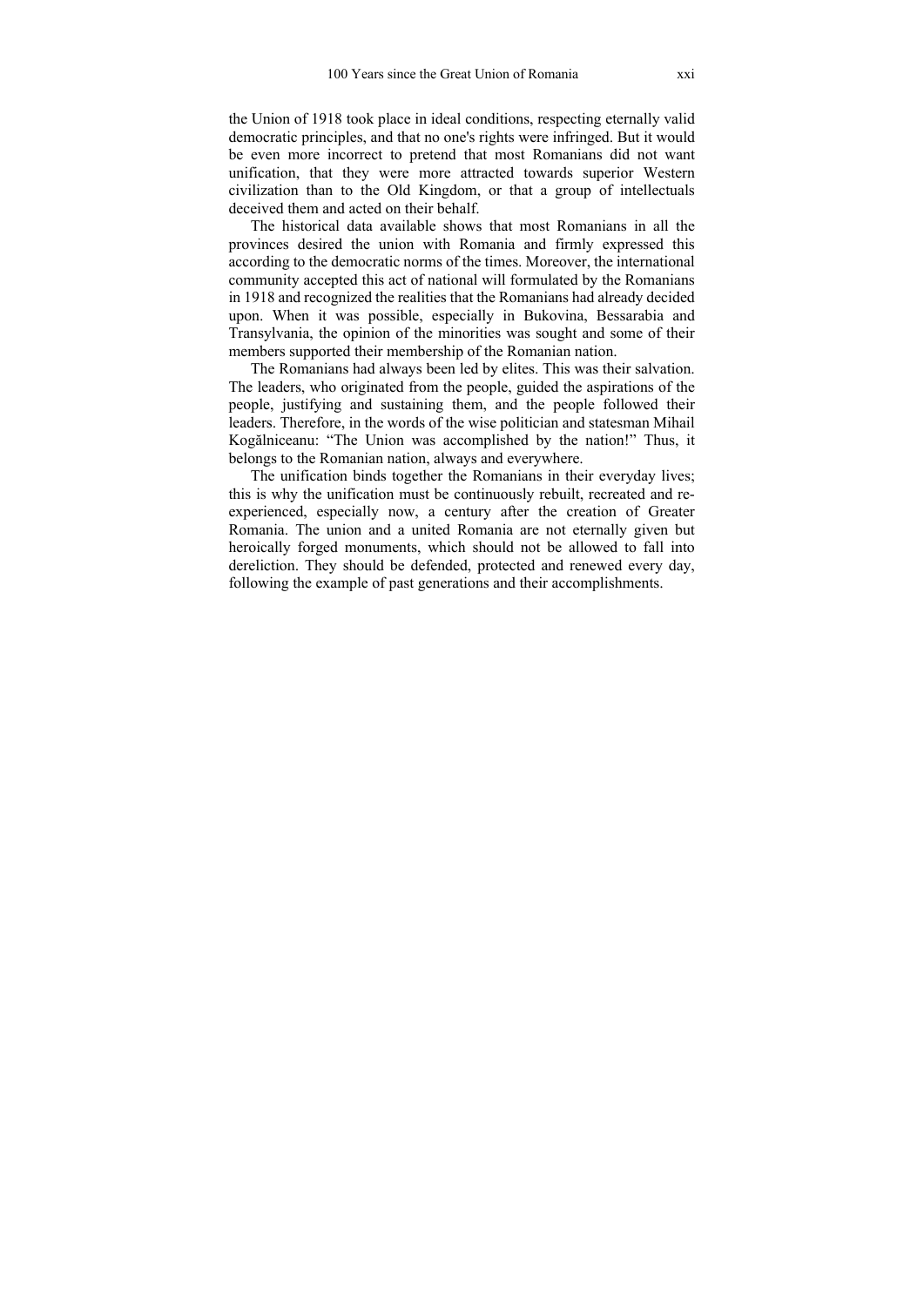the Union of 1918 took place in ideal conditions, respecting eternally valid democratic principles, and that no one's rights were infringed. But it would be even more incorrect to pretend that most Romanians did not want unification, that they were more attracted towards superior Western civilization than to the Old Kingdom, or that a group of intellectuals deceived them and acted on their behalf.

The historical data available shows that most Romanians in all the provinces desired the union with Romania and firmly expressed this according to the democratic norms of the times. Moreover, the international community accepted this act of national will formulated by the Romanians in 1918 and recognized the realities that the Romanians had already decided upon. When it was possible, especially in Bukovina, Bessarabia and Transylvania, the opinion of the minorities was sought and some of their members supported their membership of the Romanian nation.

The Romanians had always been led by elites. This was their salvation. The leaders, who originated from the people, guided the aspirations of the people, justifying and sustaining them, and the people followed their leaders. Therefore, in the words of the wise politician and statesman Mihail Kogălniceanu: "The Union was accomplished by the nation!" Thus, it belongs to the Romanian nation, always and everywhere.

The unification binds together the Romanians in their everyday lives; this is why the unification must be continuously rebuilt, recreated and re-experienced, especially now, a century after the creation of Greater Romania. The union and a united Romania are not eternally given but heroically forged monuments, which should not be allowed to fall into dereliction. They should be defended, protected and renewed every day, following the example of past generations and their accomplishments.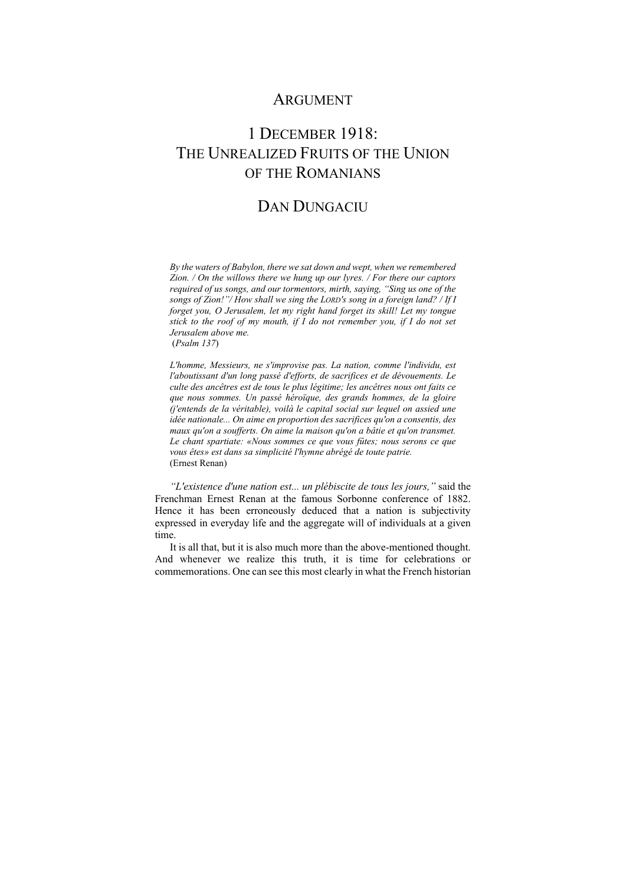# ARGUMENT

# 1 DECEMBER 1918: THE UNREALIZED FRUITS OF THE UNION OF THE ROMANIANS

## DAN DUNGACIU

> *By the waters of Babylon, there we sat down and wept, when we remembered Zion. / On the willows there we hung up our lyres. / For there our captors required of us songs, and our tormentors, mirth, saying, "Sing us one of the songs of Zion!"/ How shall we sing the LORD's song in a foreign land? / If I forget you, O Jerusalem, let my right hand forget its skill! Let my tongue stick to the roof of my mouth, if I do not remember you, if I do not set Jerusalem above me.*
> (*Psalm 137*)

> *L'homme, Messieurs, ne s'improvise pas. La nation, comme l'individu, est l'aboutissant d'un long passé d'efforts, de sacrifices et de dévouements. Le culte des ancêtres est de tous le plus légitime; les ancêtres nous ont faits ce que nous sommes. Un passé héroïque, des grands hommes, de la gloire (j'entends de la véritable), voilà le capital social sur lequel on assied une idée nationale... On aime en proportion des sacrifices qu'on a consentis, des maux qu'on a soufferts. On aime la maison qu'on a bâtie et qu'on transmet. Le chant spartiate: «Nous sommes ce que vous fûtes; nous serons ce que vous êtes» est dans sa simplicité l'hymne abrégé de toute patrie.*
> (Ernest Renan)

*"L'existence d'une nation est... un plébiscite de tous les jours,"* said the Frenchman Ernest Renan at the famous Sorbonne conference of 1882. Hence it has been erroneously deduced that a nation is subjectivity expressed in everyday life and the aggregate will of individuals at a given time.

It is all that, but it is also much more than the above-mentioned thought. And whenever we realize this truth, it is time for celebrations or commemorations. One can see this most clearly in what the French historian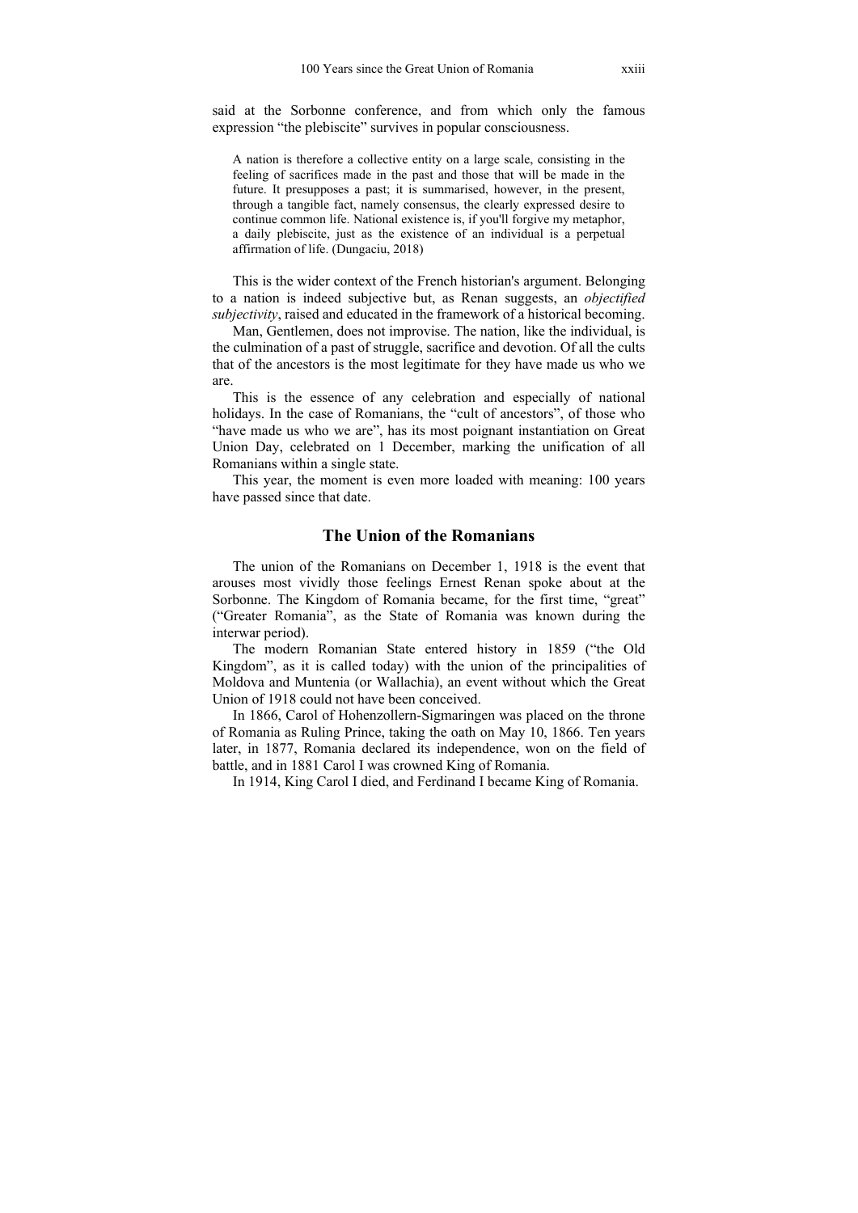said at the Sorbonne conference, and from which only the famous expression "the plebiscite" survives in popular consciousness.

> A nation is therefore a collective entity on a large scale, consisting in the feeling of sacrifices made in the past and those that will be made in the future. It presupposes a past; it is summarised, however, in the present, through a tangible fact, namely consensus, the clearly expressed desire to continue common life. National existence is, if you'll forgive my metaphor, a daily plebiscite, just as the existence of an individual is a perpetual affirmation of life. (Dungaciu, 2018)

This is the wider context of the French historian's argument. Belonging to a nation is indeed subjective but, as Renan suggests, an *objectified subjectivity*, raised and educated in the framework of a historical becoming.

Man, Gentlemen, does not improvise. The nation, like the individual, is the culmination of a past of struggle, sacrifice and devotion. Of all the cults that of the ancestors is the most legitimate for they have made us who we are.

This is the essence of any celebration and especially of national holidays. In the case of Romanians, the "cult of ancestors", of those who "have made us who we are", has its most poignant instantiation on Great Union Day, celebrated on 1 December, marking the unification of all Romanians within a single state.

This year, the moment is even more loaded with meaning: 100 years have passed since that date.

## The Union of the Romanians

The union of the Romanians on December 1, 1918 is the event that arouses most vividly those feelings Ernest Renan spoke about at the Sorbonne. The Kingdom of Romania became, for the first time, "great" ("Greater Romania", as the State of Romania was known during the interwar period).

The modern Romanian State entered history in 1859 ("the Old Kingdom", as it is called today) with the union of the principalities of Moldova and Muntenia (or Wallachia), an event without which the Great Union of 1918 could not have been conceived.

In 1866, Carol of Hohenzollern-Sigmaringen was placed on the throne of Romania as Ruling Prince, taking the oath on May 10, 1866. Ten years later, in 1877, Romania declared its independence, won on the field of battle, and in 1881 Carol I was crowned King of Romania.

In 1914, King Carol I died, and Ferdinand I became King of Romania.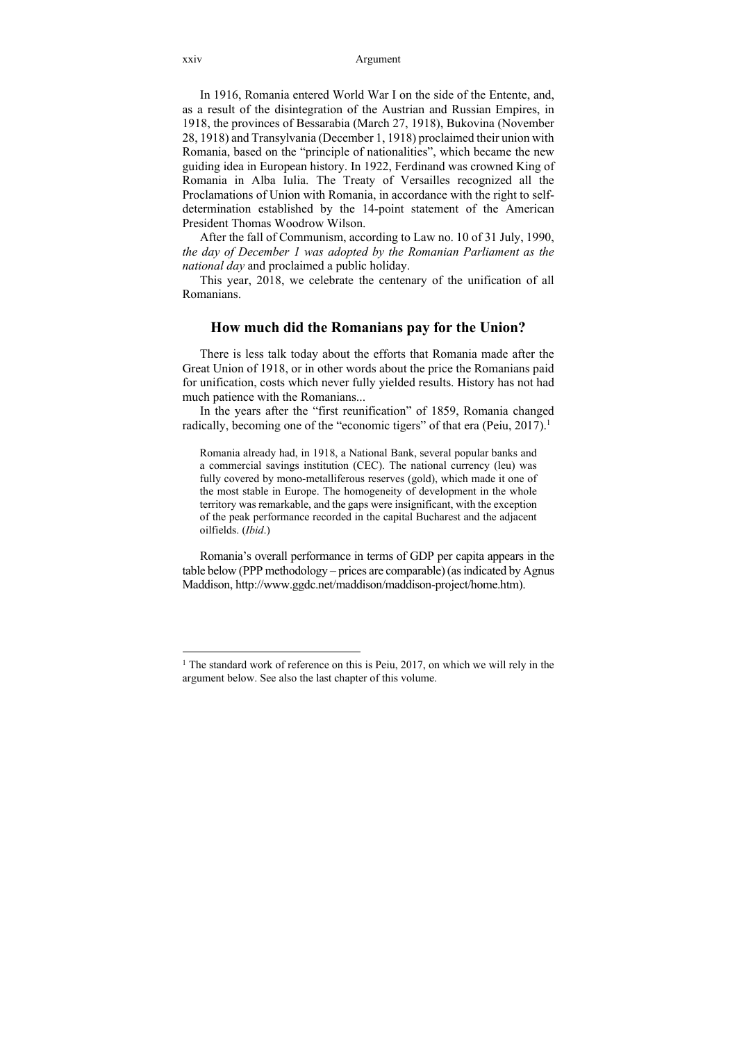In 1916, Romania entered World War I on the side of the Entente, and, as a result of the disintegration of the Austrian and Russian Empires, in 1918, the provinces of Bessarabia (March 27, 1918), Bukovina (November 28, 1918) and Transylvania (December 1, 1918) proclaimed their union with Romania, based on the "principle of nationalities", which became the new guiding idea in European history. In 1922, Ferdinand was crowned King of Romania in Alba Iulia. The Treaty of Versailles recognized all the Proclamations of Union with Romania, in accordance with the right to self-determination established by the 14-point statement of the American President Thomas Woodrow Wilson.

After the fall of Communism, according to Law no. 10 of 31 July, 1990, *the day of December 1 was adopted by the Romanian Parliament as the national day* and proclaimed a public holiday.

This year, 2018, we celebrate the centenary of the unification of all Romanians.

## How much did the Romanians pay for the Union?

There is less talk today about the efforts that Romania made after the Great Union of 1918, or in other words about the price the Romanians paid for unification, costs which never fully yielded results. History has not had much patience with the Romanians...

In the years after the "first reunification" of 1859, Romania changed radically, becoming one of the "economic tigers" of that era (Peiu, 2017).[1]

> Romania already had, in 1918, a National Bank, several popular banks and a commercial savings institution (CEC). The national currency (leu) was fully covered by mono-metalliferous reserves (gold), which made it one of the most stable in Europe. The homogeneity of development in the whole territory was remarkable, and the gaps were insignificant, with the exception of the peak performance recorded in the capital Bucharest and the adjacent oilfields. (*Ibid*.)

Romania's overall performance in terms of GDP per capita appears in the table below (PPP methodology – prices are comparable) (as indicated by Agnus Maddison, http://www.ggdc.net/maddison/maddison-project/home.htm).

---

[1] The standard work of reference on this is Peiu, 2017, on which we will rely in the argument below. See also the last chapter of this volume.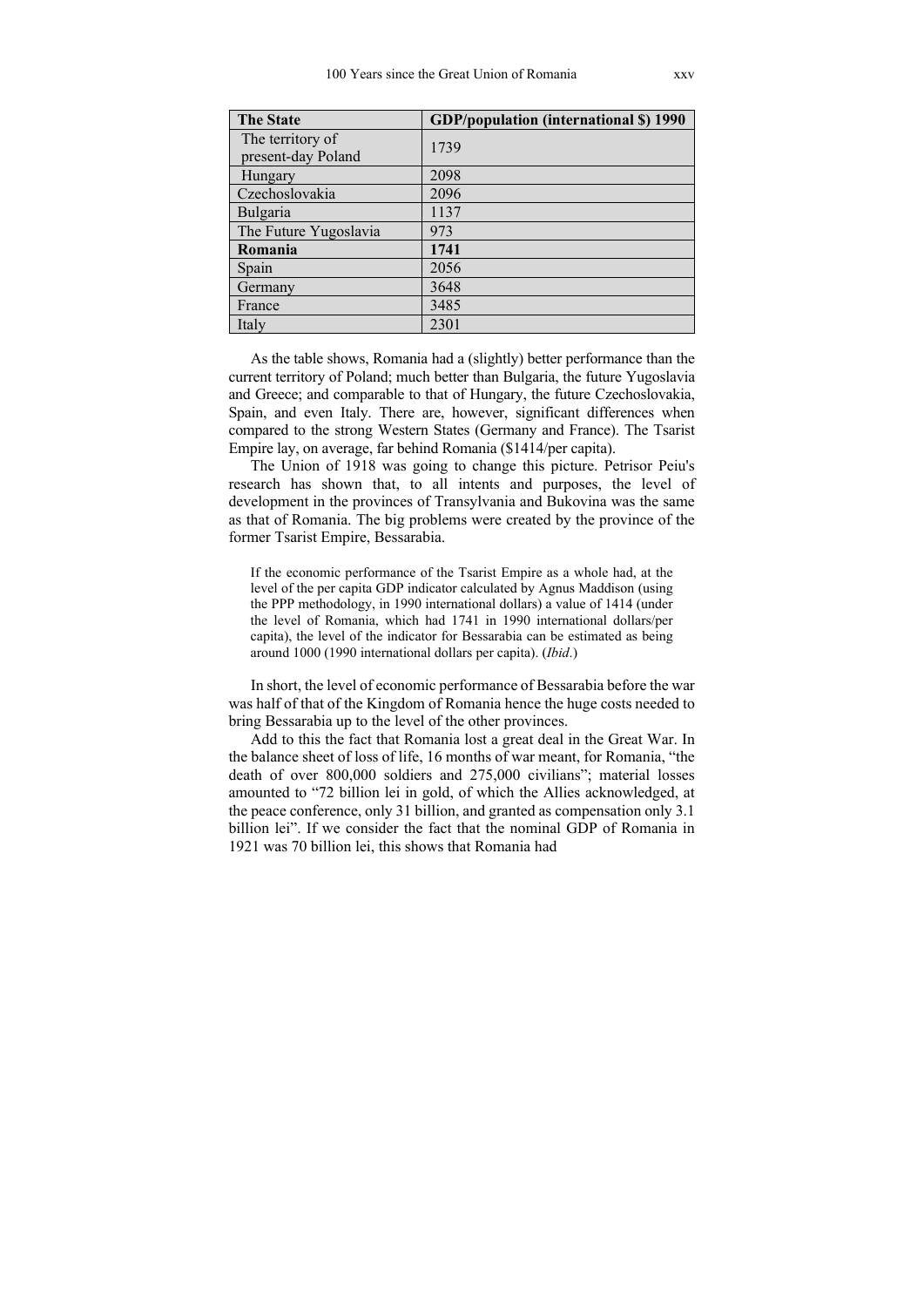| **The State** | **GDP/population (international $) 1990** |
|---|---|
| The territory of present-day Poland | 1739 |
| Hungary | 2098 |
| Czechoslovakia | 2096 |
| Bulgaria | 1137 |
| The Future Yugoslavia | 973 |
| **Romania** | **1741** |
| Spain | 2056 |
| Germany | 3648 |
| France | 3485 |
| Italy | 2301 |

As the table shows, Romania had a (slightly) better performance than the current territory of Poland; much better than Bulgaria, the future Yugoslavia and Greece; and comparable to that of Hungary, the future Czechoslovakia, Spain, and even Italy. There are, however, significant differences when compared to the strong Western States (Germany and France). The Tsarist Empire lay, on average, far behind Romania ($1414/per capita).

The Union of 1918 was going to change this picture. Petrisor Peiu's research has shown that, to all intents and purposes, the level of development in the provinces of Transylvania and Bukovina was the same as that of Romania. The big problems were created by the province of the former Tsarist Empire, Bessarabia.

> If the economic performance of the Tsarist Empire as a whole had, at the level of the per capita GDP indicator calculated by Agnus Maddison (using the PPP methodology, in 1990 international dollars) a value of 1414 (under the level of Romania, which had 1741 in 1990 international dollars/per capita), the level of the indicator for Bessarabia can be estimated as being around 1000 (1990 international dollars per capita). (*Ibid*.)

In short, the level of economic performance of Bessarabia before the war was half of that of the Kingdom of Romania hence the huge costs needed to bring Bessarabia up to the level of the other provinces.

Add to this the fact that Romania lost a great deal in the Great War. In the balance sheet of loss of life, 16 months of war meant, for Romania, "the death of over 800,000 soldiers and 275,000 civilians"; material losses amounted to "72 billion lei in gold, of which the Allies acknowledged, at the peace conference, only 31 billion, and granted as compensation only 3.1 billion lei". If we consider the fact that the nominal GDP of Romania in 1921 was 70 billion lei, this shows that Romania had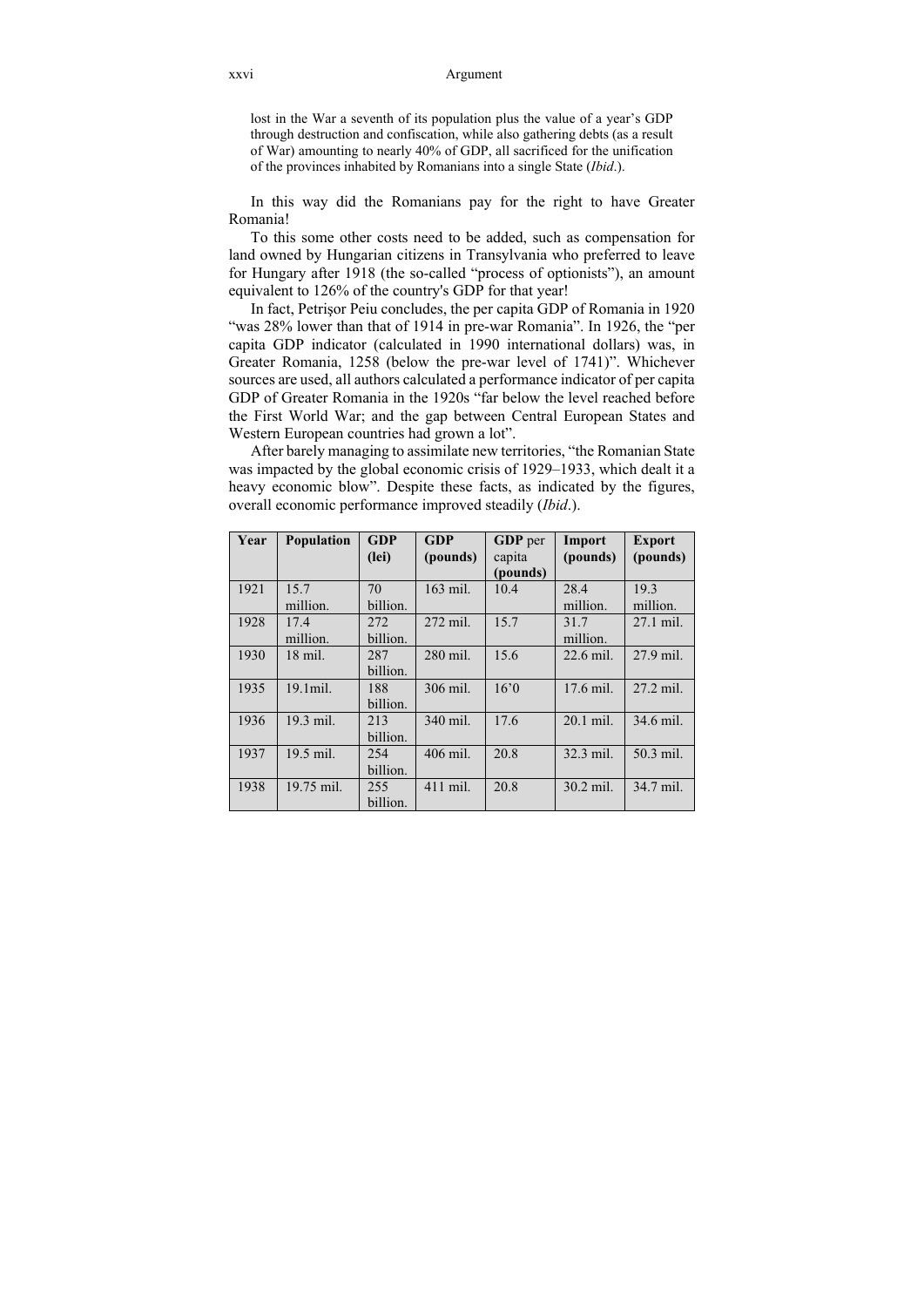> lost in the War a seventh of its population plus the value of a year's GDP through destruction and confiscation, while also gathering debts (as a result of War) amounting to nearly 40% of GDP, all sacrificed for the unification of the provinces inhabited by Romanians into a single State (*Ibid.*).

In this way did the Romanians pay for the right to have Greater Romania!

To this some other costs need to be added, such as compensation for land owned by Hungarian citizens in Transylvania who preferred to leave for Hungary after 1918 (the so-called "process of optionists"), an amount equivalent to 126% of the country's GDP for that year!

In fact, Petrişor Peiu concludes, the per capita GDP of Romania in 1920 "was 28% lower than that of 1914 in pre-war Romania". In 1926, the "per capita GDP indicator (calculated in 1990 international dollars) was, in Greater Romania, 1258 (below the pre-war level of 1741)". Whichever sources are used, all authors calculated a performance indicator of per capita GDP of Greater Romania in the 1920s "far below the level reached before the First World War; and the gap between Central European States and Western European countries had grown a lot".

After barely managing to assimilate new territories, "the Romanian State was impacted by the global economic crisis of 1929–1933, which dealt it a heavy economic blow". Despite these facts, as indicated by the figures, overall economic performance improved steadily (*Ibid.*).

| **Year** | **Population** | **GDP (lei)** | **GDP (pounds)** | **GDP** per capita **(pounds)** | **Import (pounds)** | **Export (pounds)** |
|---|---|---|---|---|---|---|
| 1921 | 15.7 million. | 70 billion. | 163 mil. | 10.4 | 28.4 million. | 19.3 million. |
| 1928 | 17.4 million. | 272 billion. | 272 mil. | 15.7 | 31.7 million. | 27.1 mil. |
| 1930 | 18 mil. | 287 billion. | 280 mil. | 15.6 | 22.6 mil. | 27.9 mil. |
| 1935 | 19.1mil. | 188 billion. | 306 mil. | 16'0 | 17.6 mil. | 27.2 mil. |
| 1936 | 19.3 mil. | 213 billion. | 340 mil. | 17.6 | 20.1 mil. | 34.6 mil. |
| 1937 | 19.5 mil. | 254 billion. | 406 mil. | 20.8 | 32.3 mil. | 50.3 mil. |
| 1938 | 19.75 mil. | 255 billion. | 411 mil. | 20.8 | 30.2 mil. | 34.7 mil. |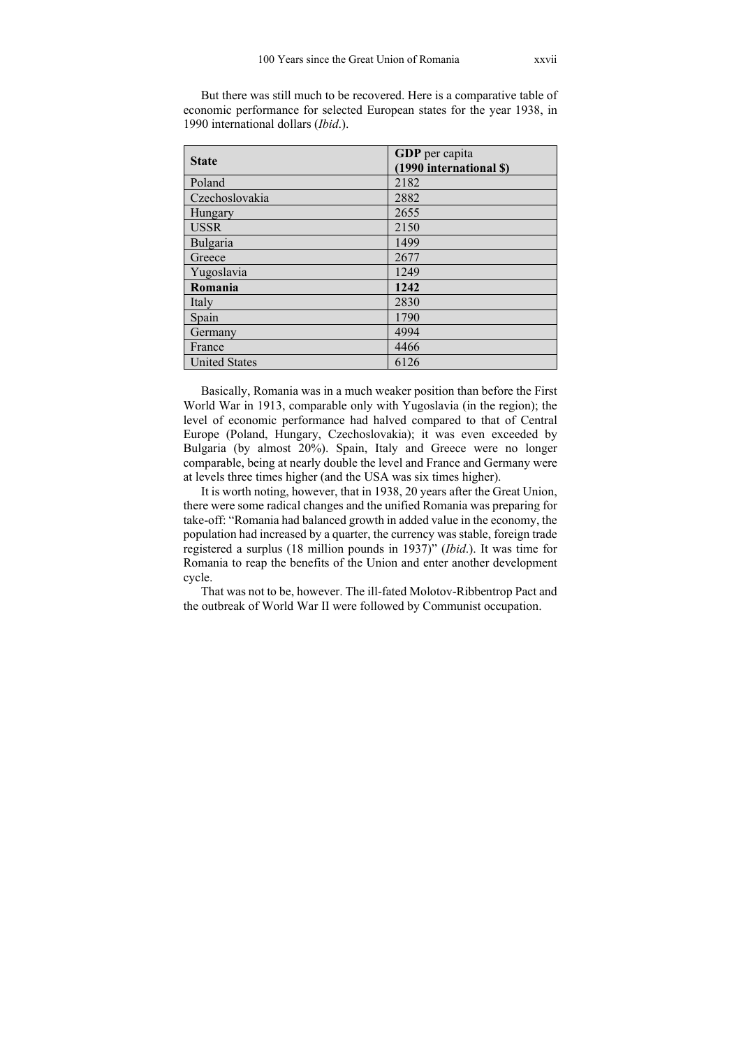But there was still much to be recovered. Here is a comparative table of economic performance for selected European states for the year 1938, in 1990 international dollars (*Ibid*.).

| **State** | **GDP** per capita **(1990 international $)** |
|---|---|
| Poland | 2182 |
| Czechoslovakia | 2882 |
| Hungary | 2655 |
| USSR | 2150 |
| Bulgaria | 1499 |
| Greece | 2677 |
| Yugoslavia | 1249 |
| **Romania** | **1242** |
| Italy | 2830 |
| Spain | 1790 |
| Germany | 4994 |
| France | 4466 |
| United States | 6126 |

Basically, Romania was in a much weaker position than before the First World War in 1913, comparable only with Yugoslavia (in the region); the level of economic performance had halved compared to that of Central Europe (Poland, Hungary, Czechoslovakia); it was even exceeded by Bulgaria (by almost 20%). Spain, Italy and Greece were no longer comparable, being at nearly double the level and France and Germany were at levels three times higher (and the USA was six times higher).

It is worth noting, however, that in 1938, 20 years after the Great Union, there were some radical changes and the unified Romania was preparing for take-off: "Romania had balanced growth in added value in the economy, the population had increased by a quarter, the currency was stable, foreign trade registered a surplus (18 million pounds in 1937)" (*Ibid*.). It was time for Romania to reap the benefits of the Union and enter another development cycle.

That was not to be, however. The ill-fated Molotov-Ribbentrop Pact and the outbreak of World War II were followed by Communist occupation.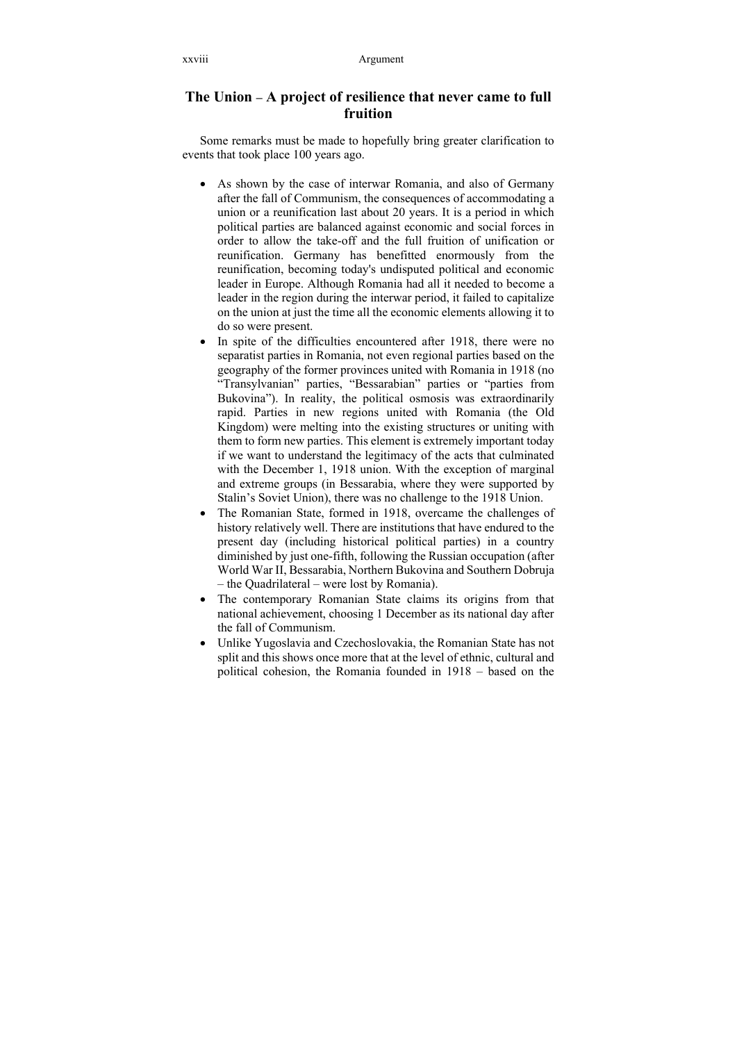## The Union – A project of resilience that never came to full fruition

Some remarks must be made to hopefully bring greater clarification to events that took place 100 years ago.

- As shown by the case of interwar Romania, and also of Germany after the fall of Communism, the consequences of accommodating a union or a reunification last about 20 years. It is a period in which political parties are balanced against economic and social forces in order to allow the take-off and the full fruition of unification or reunification. Germany has benefitted enormously from the reunification, becoming today's undisputed political and economic leader in Europe. Although Romania had all it needed to become a leader in the region during the interwar period, it failed to capitalize on the union at just the time all the economic elements allowing it to do so were present.
- In spite of the difficulties encountered after 1918, there were no separatist parties in Romania, not even regional parties based on the geography of the former provinces united with Romania in 1918 (no "Transylvanian" parties, "Bessarabian" parties or "parties from Bukovina"). In reality, the political osmosis was extraordinarily rapid. Parties in new regions united with Romania (the Old Kingdom) were melting into the existing structures or uniting with them to form new parties. This element is extremely important today if we want to understand the legitimacy of the acts that culminated with the December 1, 1918 union. With the exception of marginal and extreme groups (in Bessarabia, where they were supported by Stalin's Soviet Union), there was no challenge to the 1918 Union.
- The Romanian State, formed in 1918, overcame the challenges of history relatively well. There are institutions that have endured to the present day (including historical political parties) in a country diminished by just one-fifth, following the Russian occupation (after World War II, Bessarabia, Northern Bukovina and Southern Dobruja – the Quadrilateral – were lost by Romania).
- The contemporary Romanian State claims its origins from that national achievement, choosing 1 December as its national day after the fall of Communism.
- Unlike Yugoslavia and Czechoslovakia, the Romanian State has not split and this shows once more that at the level of ethnic, cultural and political cohesion, the Romania founded in 1918 – based on the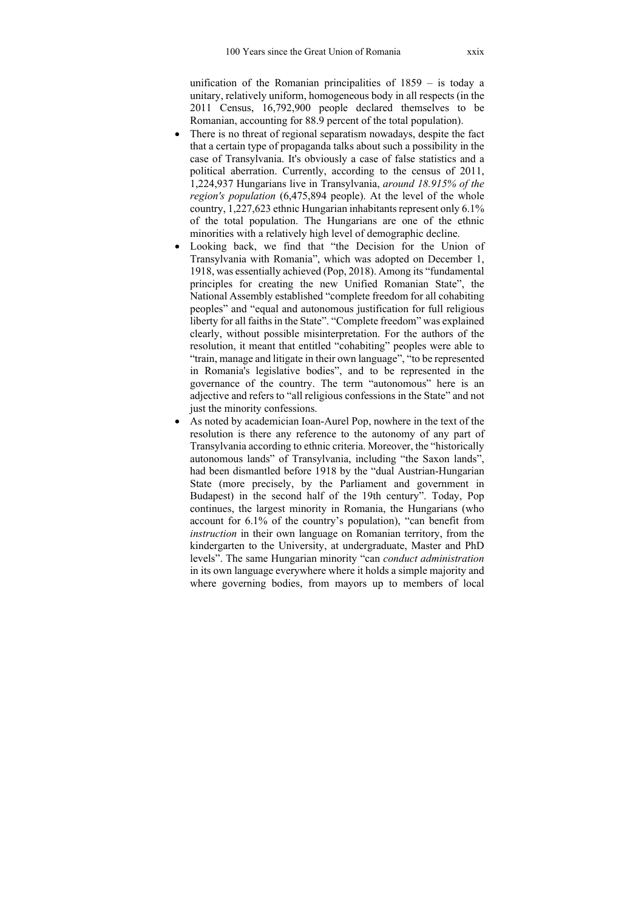unification of the Romanian principalities of 1859 – is today a unitary, relatively uniform, homogeneous body in all respects (in the 2011 Census, 16,792,900 people declared themselves to be Romanian, accounting for 88.9 percent of the total population).

- There is no threat of regional separatism nowadays, despite the fact that a certain type of propaganda talks about such a possibility in the case of Transylvania. It's obviously a case of false statistics and a political aberration. Currently, according to the census of 2011, 1,224,937 Hungarians live in Transylvania, *around 18.915% of the region's population* (6,475,894 people). At the level of the whole country, 1,227,623 ethnic Hungarian inhabitants represent only 6.1% of the total population. The Hungarians are one of the ethnic minorities with a relatively high level of demographic decline.
- Looking back, we find that "the Decision for the Union of Transylvania with Romania", which was adopted on December 1, 1918, was essentially achieved (Pop, 2018). Among its "fundamental principles for creating the new Unified Romanian State", the National Assembly established "complete freedom for all cohabiting peoples" and "equal and autonomous justification for full religious liberty for all faiths in the State". "Complete freedom" was explained clearly, without possible misinterpretation. For the authors of the resolution, it meant that entitled "cohabiting" peoples were able to "train, manage and litigate in their own language", "to be represented in Romania's legislative bodies", and to be represented in the governance of the country. The term "autonomous" here is an adjective and refers to "all religious confessions in the State" and not just the minority confessions.
- As noted by academician Ioan-Aurel Pop, nowhere in the text of the resolution is there any reference to the autonomy of any part of Transylvania according to ethnic criteria. Moreover, the "historically autonomous lands" of Transylvania, including "the Saxon lands", had been dismantled before 1918 by the "dual Austrian-Hungarian State (more precisely, by the Parliament and government in Budapest) in the second half of the 19th century". Today, Pop continues, the largest minority in Romania, the Hungarians (who account for 6.1% of the country's population), "can benefit from *instruction* in their own language on Romanian territory, from the kindergarten to the University, at undergraduate, Master and PhD levels". The same Hungarian minority "can *conduct administration* in its own language everywhere where it holds a simple majority and where governing bodies, from mayors up to members of local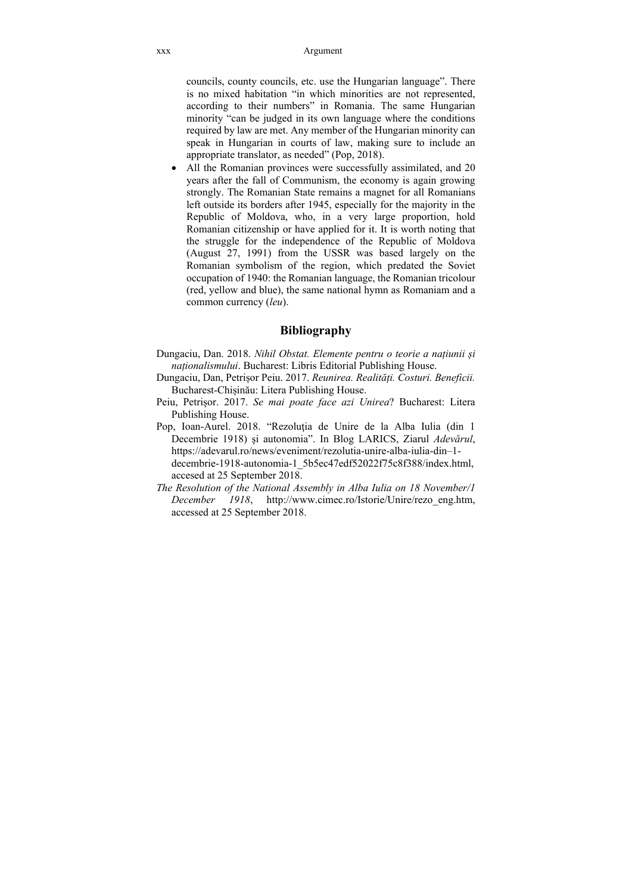councils, county councils, etc. use the Hungarian language". There is no mixed habitation "in which minorities are not represented, according to their numbers" in Romania. The same Hungarian minority "can be judged in its own language where the conditions required by law are met. Any member of the Hungarian minority can speak in Hungarian in courts of law, making sure to include an appropriate translator, as needed" (Pop, 2018).

- All the Romanian provinces were successfully assimilated, and 20 years after the fall of Communism, the economy is again growing strongly. The Romanian State remains a magnet for all Romanians left outside its borders after 1945, especially for the majority in the Republic of Moldova, who, in a very large proportion, hold Romanian citizenship or have applied for it. It is worth noting that the struggle for the independence of the Republic of Moldova (August 27, 1991) from the USSR was based largely on the Romanian symbolism of the region, which predated the Soviet occupation of 1940: the Romanian language, the Romanian tricolour (red, yellow and blue), the same national hymn as Romaniam and a common currency (*leu*).

## Bibliography

Dungaciu, Dan. 2018. *Nihil Obstat. Elemente pentru o teorie a națiunii și naționalismului*. Bucharest: Libris Editorial Publishing House.

Dungaciu, Dan, Petrișor Peiu. 2017. *Reunirea. Realități. Costuri. Beneficii.* Bucharest-Chișinău: Litera Publishing House.

Peiu, Petrișor. 2017. *Se mai poate face azi Unirea*? Bucharest: Litera Publishing House.

Pop, Ioan-Aurel. 2018. "Rezoluția de Unire de la Alba Iulia (din 1 Decembrie 1918) și autonomia". In Blog LARICS, Ziarul *Adevărul*, https://adevarul.ro/news/eveniment/rezolutia-unire-alba-iulia-din–1-decembrie-1918-autonomia-1_5b5ec47edf52022f75c8f388/index.html, accesed at 25 September 2018.

*The Resolution of the National Assembly in Alba Iulia on 18 November/1 December 1918*, http://www.cimec.ro/Istorie/Unire/rezo_eng.htm, accessed at 25 September 2018.